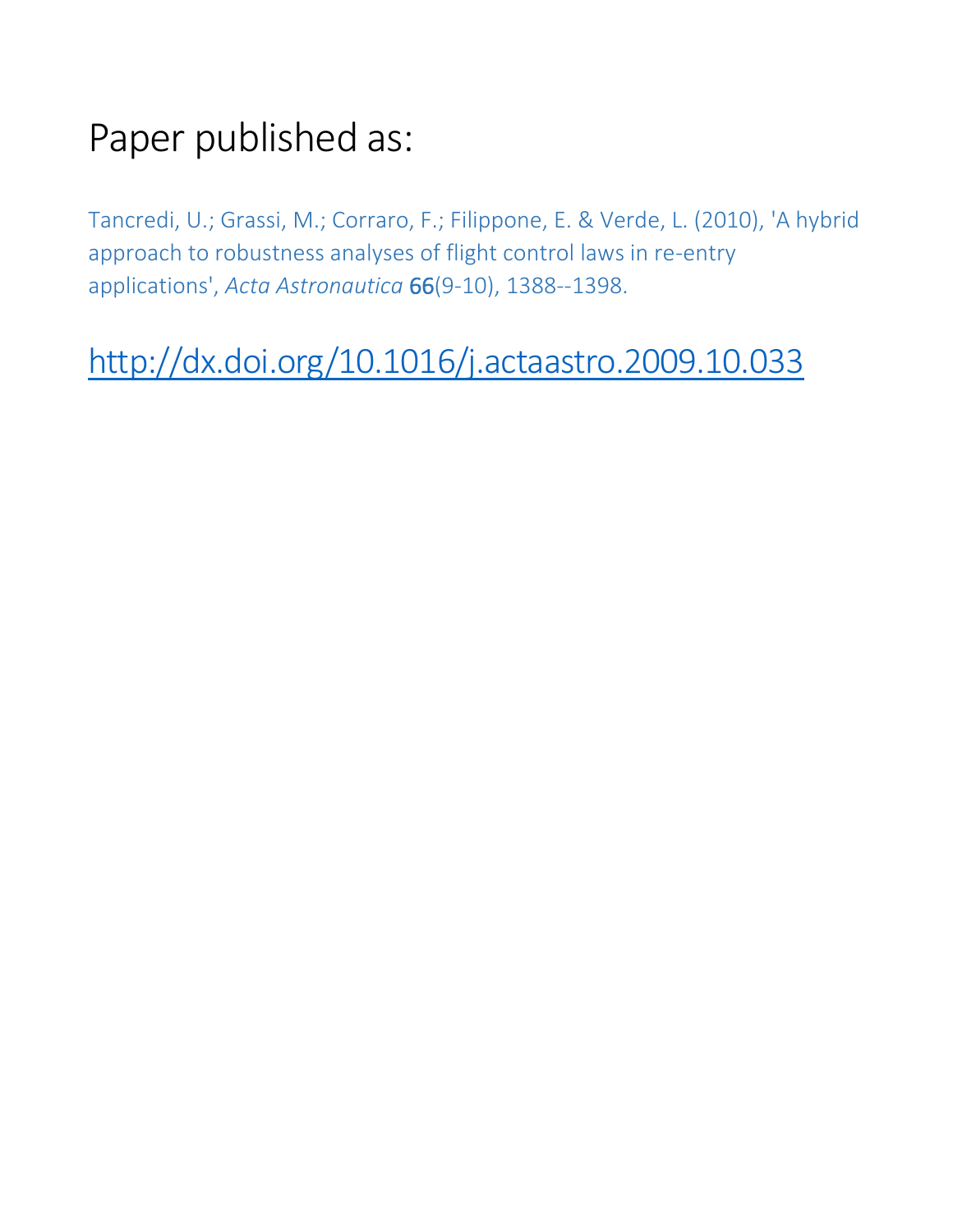# Paper published as:

Tancredi, U.; Grassi, M.; Corraro, F.; Filippone, E. & Verde, L. (2010), 'A hybrid approach to robustness analyses of flight control laws in re-entry applications', *Acta Astronautica* 66(9-10), 1388--1398.

http://dx.doi.org/10.1016/j.actaastro.2009.10.033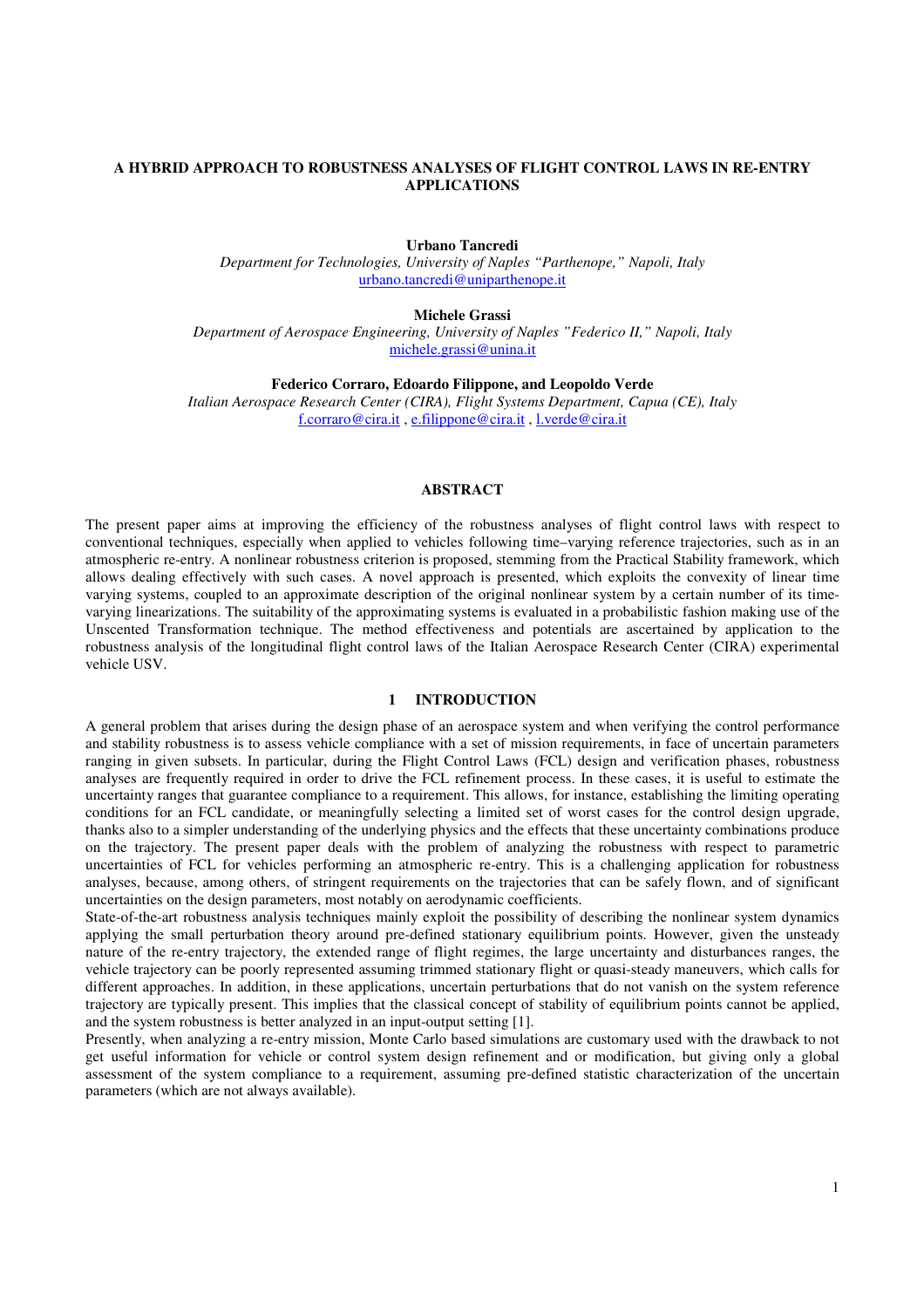**A HYBRID APPROACH TO ROBUSTNESS ANALYSES OF FLIGHT CONTROL LAWS IN RE-ENTRY APPLICATIONS**

**Urbano Tancredi**
*Department for Technologies, University of Naples "Parthenope," Napoli, Italy*
urbano.tancredi@uniparthenope.it

**Michele Grassi**
*Department of Aerospace Engineering, University of Naples "Federico II," Napoli, Italy*
michele.grassi@unina.it

**Federico Corraro, Edoardo Filippone, and Leopoldo Verde**
*Italian Aerospace Research Center (CIRA), Flight Systems Department, Capua (CE), Italy*
f.corraro@cira.it , e.filippone@cira.it , l.verde@cira.it

## ABSTRACT

The present paper aims at improving the efficiency of the robustness analyses of flight control laws with respect to conventional techniques, especially when applied to vehicles following time–varying reference trajectories, such as in an atmospheric re-entry. A nonlinear robustness criterion is proposed, stemming from the Practical Stability framework, which allows dealing effectively with such cases. A novel approach is presented, which exploits the convexity of linear time varying systems, coupled to an approximate description of the original nonlinear system by a certain number of its time-varying linearizations. The suitability of the approximating systems is evaluated in a probabilistic fashion making use of the Unscented Transformation technique. The method effectiveness and potentials are ascertained by application to the robustness analysis of the longitudinal flight control laws of the Italian Aerospace Research Center (CIRA) experimental vehicle USV.

## 1 INTRODUCTION

A general problem that arises during the design phase of an aerospace system and when verifying the control performance and stability robustness is to assess vehicle compliance with a set of mission requirements, in face of uncertain parameters ranging in given subsets. In particular, during the Flight Control Laws (FCL) design and verification phases, robustness analyses are frequently required in order to drive the FCL refinement process. In these cases, it is useful to estimate the uncertainty ranges that guarantee compliance to a requirement. This allows, for instance, establishing the limiting operating conditions for an FCL candidate, or meaningfully selecting a limited set of worst cases for the control design upgrade, thanks also to a simpler understanding of the underlying physics and the effects that these uncertainty combinations produce on the trajectory. The present paper deals with the problem of analyzing the robustness with respect to parametric uncertainties of FCL for vehicles performing an atmospheric re-entry. This is a challenging application for robustness analyses, because, among others, of stringent requirements on the trajectories that can be safely flown, and of significant uncertainties on the design parameters, most notably on aerodynamic coefficients.

State-of-the-art robustness analysis techniques mainly exploit the possibility of describing the nonlinear system dynamics applying the small perturbation theory around pre-defined stationary equilibrium points. However, given the unsteady nature of the re-entry trajectory, the extended range of flight regimes, the large uncertainty and disturbances ranges, the vehicle trajectory can be poorly represented assuming trimmed stationary flight or quasi-steady maneuvers, which calls for different approaches. In addition, in these applications, uncertain perturbations that do not vanish on the system reference trajectory are typically present. This implies that the classical concept of stability of equilibrium points cannot be applied, and the system robustness is better analyzed in an input-output setting [1].

Presently, when analyzing a re-entry mission, Monte Carlo based simulations are customary used with the drawback to not get useful information for vehicle or control system design refinement and or modification, but giving only a global assessment of the system compliance to a requirement, assuming pre-defined statistic characterization of the uncertain parameters (which are not always available).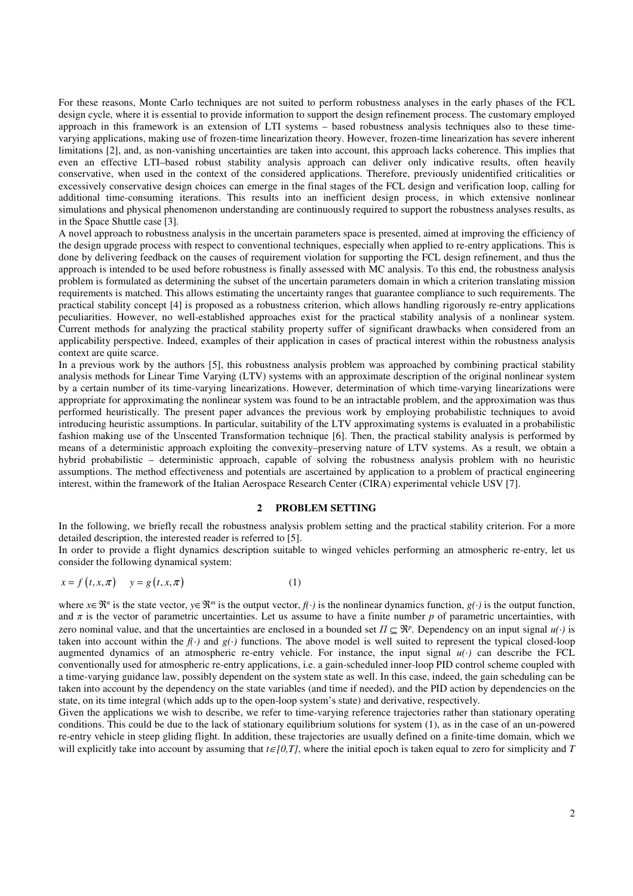For these reasons, Monte Carlo techniques are not suited to perform robustness analyses in the early phases of the FCL design cycle, where it is essential to provide information to support the design refinement process. The customary employed approach in this framework is an extension of LTI systems – based robustness analysis techniques also to these time-varying applications, making use of frozen-time linearization theory. However, frozen-time linearization has severe inherent limitations [2], and, as non-vanishing uncertainties are taken into account, this approach lacks coherence. This implies that even an effective LTI–based robust stability analysis approach can deliver only indicative results, often heavily conservative, when used in the context of the considered applications. Therefore, previously unidentified criticalities or excessively conservative design choices can emerge in the final stages of the FCL design and verification loop, calling for additional time-consuming iterations. This results into an inefficient design process, in which extensive nonlinear simulations and physical phenomenon understanding are continuously required to support the robustness analyses results, as in the Space Shuttle case [3].

A novel approach to robustness analysis in the uncertain parameters space is presented, aimed at improving the efficiency of the design upgrade process with respect to conventional techniques, especially when applied to re-entry applications. This is done by delivering feedback on the causes of requirement violation for supporting the FCL design refinement, and thus the approach is intended to be used before robustness is finally assessed with MC analysis. To this end, the robustness analysis problem is formulated as determining the subset of the uncertain parameters domain in which a criterion translating mission requirements is matched. This allows estimating the uncertainty ranges that guarantee compliance to such requirements. The practical stability concept [4] is proposed as a robustness criterion, which allows handling rigorously re-entry applications peculiarities. However, no well-established approaches exist for the practical stability analysis of a nonlinear system. Current methods for analyzing the practical stability property suffer of significant drawbacks when considered from an applicability perspective. Indeed, examples of their application in cases of practical interest within the robustness analysis context are quite scarce.

In a previous work by the authors [5], this robustness analysis problem was approached by combining practical stability analysis methods for Linear Time Varying (LTV) systems with an approximate description of the original nonlinear system by a certain number of its time-varying linearizations. However, determination of which time-varying linearizations were appropriate for approximating the nonlinear system was found to be an intractable problem, and the approximation was thus performed heuristically. The present paper advances the previous work by employing probabilistic techniques to avoid introducing heuristic assumptions. In particular, suitability of the LTV approximating systems is evaluated in a probabilistic fashion making use of the Unscented Transformation technique [6]. Then, the practical stability analysis is performed by means of a deterministic approach exploiting the convexity–preserving nature of LTV systems. As a result, we obtain a hybrid probabilistic – deterministic approach, capable of solving the robustness analysis problem with no heuristic assumptions. The method effectiveness and potentials are ascertained by application to a problem of practical engineering interest, within the framework of the Italian Aerospace Research Center (CIRA) experimental vehicle USV [7].

## 2 PROBLEM SETTING

In the following, we briefly recall the robustness analysis problem setting and the practical stability criterion. For a more detailed description, the interested reader is referred to [5].

In order to provide a flight dynamics description suitable to winged vehicles performing an atmospheric re-entry, let us consider the following dynamical system:

$$\dot{x} = f\left(t, x, \pi\right) \quad y = g\left(t, x, \pi\right) \tag{1}$$

where $x \in \Re^n$ is the state vector, $y \in \Re^m$ is the output vector, $f(\cdot)$ is the nonlinear dynamics function, $g(\cdot)$ is the output function, and $\pi$ is the vector of parametric uncertainties. Let us assume to have a finite number $p$ of parametric uncertainties, with zero nominal value, and that the uncertainties are enclosed in a bounded set $\Pi \subseteq \Re^p$. Dependency on an input signal $u(\cdot)$ is taken into account within the $f(\cdot)$ and $g(\cdot)$ functions. The above model is well suited to represent the typical closed-loop augmented dynamics of an atmospheric re-entry vehicle. For instance, the input signal $u(\cdot)$ can describe the FCL conventionally used for atmospheric re-entry applications, i.e. a gain-scheduled inner-loop PID control scheme coupled with a time-varying guidance law, possibly dependent on the system state as well. In this case, indeed, the gain scheduling can be taken into account by the dependency on the state variables (and time if needed), and the PID action by dependencies on the state, on its time integral (which adds up to the open-loop system's state) and derivative, respectively.

Given the applications we wish to describe, we refer to time-varying reference trajectories rather than stationary operating conditions. This could be due to the lack of stationary equilibrium solutions for system (1), as in the case of an un-powered re-entry vehicle in steep gliding flight. In addition, these trajectories are usually defined on a finite-time domain, which we will explicitly take into account by assuming that $t \in [0,T]$, where the initial epoch is taken equal to zero for simplicity and $T$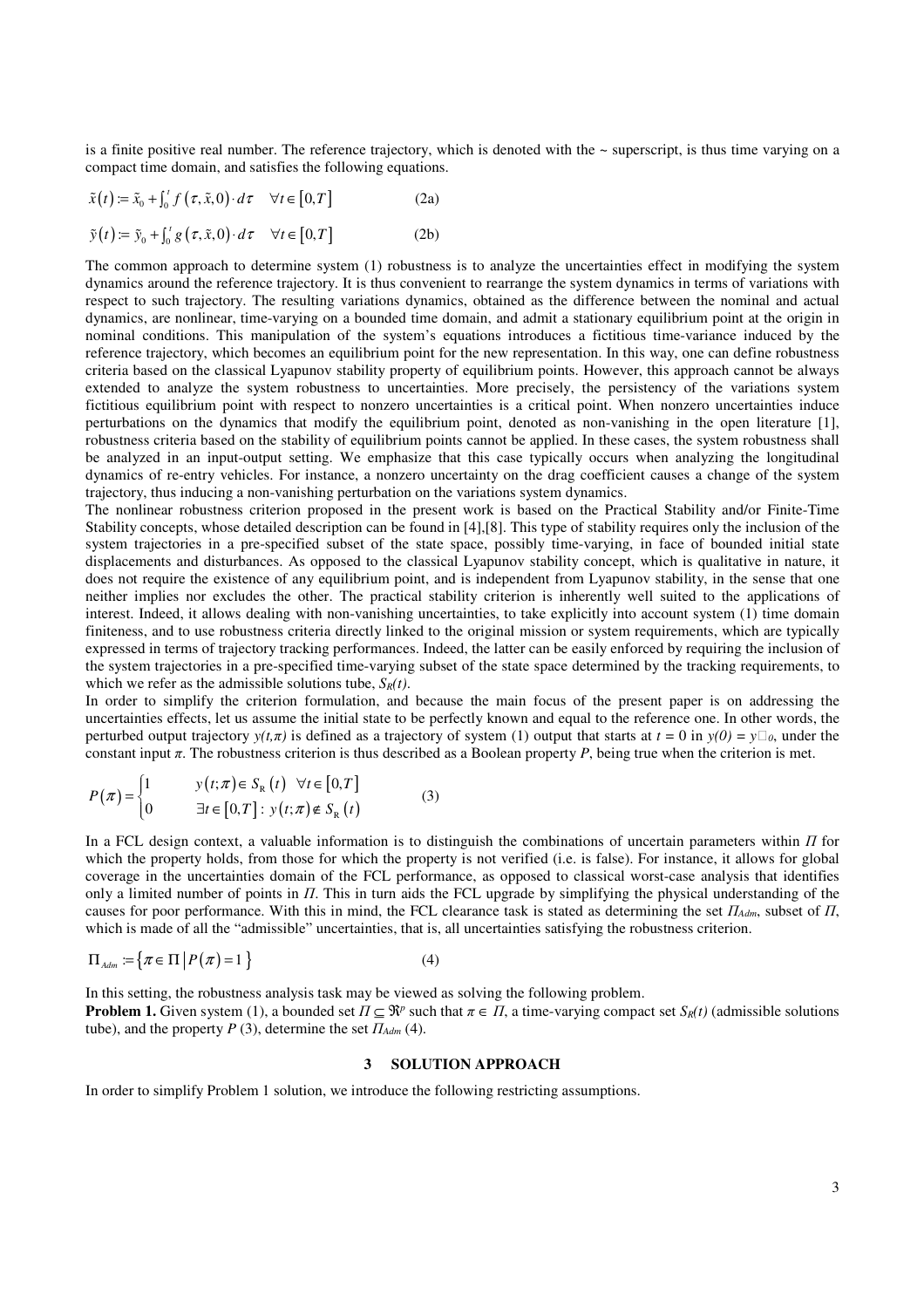is a finite positive real number. The reference trajectory, which is denoted with the ~ superscript, is thus time varying on a compact time domain, and satisfies the following equations.

$$\tilde{x}(t) := \tilde{x}_0 + \int_0^t f(\tau, \tilde{x}, 0) \cdot d\tau \quad \forall t \in [0, T] \tag{2a}$$

$$\tilde{y}(t) := \tilde{y}_0 + \int_0^t g(\tau, \tilde{x}, 0) \cdot d\tau \quad \forall t \in [0, T] \tag{2b}$$

The common approach to determine system (1) robustness is to analyze the uncertainties effect in modifying the system dynamics around the reference trajectory. It is thus convenient to rearrange the system dynamics in terms of variations with respect to such trajectory. The resulting variations dynamics, obtained as the difference between the nominal and actual dynamics, are nonlinear, time-varying on a bounded time domain, and admit a stationary equilibrium point at the origin in nominal conditions. This manipulation of the system's equations introduces a fictitious time-variance induced by the reference trajectory, which becomes an equilibrium point for the new representation. In this way, one can define robustness criteria based on the classical Lyapunov stability property of equilibrium points. However, this approach cannot be always extended to analyze the system robustness to uncertainties. More precisely, the persistency of the variations system fictitious equilibrium point with respect to nonzero uncertainties is a critical point. When nonzero uncertainties induce perturbations on the dynamics that modify the equilibrium point, denoted as non-vanishing in the open literature [1], robustness criteria based on the stability of equilibrium points cannot be applied. In these cases, the system robustness shall be analyzed in an input-output setting. We emphasize that this case typically occurs when analyzing the longitudinal dynamics of re-entry vehicles. For instance, a nonzero uncertainty on the drag coefficient causes a change of the system trajectory, thus inducing a non-vanishing perturbation on the variations system dynamics.

The nonlinear robustness criterion proposed in the present work is based on the Practical Stability and/or Finite-Time Stability concepts, whose detailed description can be found in [4],[8]. This type of stability requires only the inclusion of the system trajectories in a pre-specified subset of the state space, possibly time-varying, in face of bounded initial state displacements and disturbances. As opposed to the classical Lyapunov stability concept, which is qualitative in nature, it does not require the existence of any equilibrium point, and is independent from Lyapunov stability, in the sense that one neither implies nor excludes the other. The practical stability criterion is inherently well suited to the applications of interest. Indeed, it allows dealing with non-vanishing uncertainties, to take explicitly into account system (1) time domain finiteness, and to use robustness criteria directly linked to the original mission or system requirements, which are typically expressed in terms of trajectory tracking performances. Indeed, the latter can be easily enforced by requiring the inclusion of the system trajectories in a pre-specified time-varying subset of the state space determined by the tracking requirements, to which we refer as the admissible solutions tube, $S_R(t)$.

In order to simplify the criterion formulation, and because the main focus of the present paper is on addressing the uncertainties effects, let us assume the initial state to be perfectly known and equal to the reference one. In other words, the perturbed output trajectory $y(t,\pi)$ is defined as a trajectory of system (1) output that starts at $t = 0$ in $y(0) = \tilde{y}_0$, under the constant input $\pi$. The robustness criterion is thus described as a Boolean property $P$, being true when the criterion is met.

$$P(\pi) = \begin{cases} 1 & y(t;\pi) \in S_R(t) \quad \forall t \in [0,T] \\ 0 & \exists t \in [0,T] : \, y(t;\pi) \notin S_R(t) \end{cases} \tag{3}$$

In a FCL design context, a valuable information is to distinguish the combinations of uncertain parameters within $\Pi$ for which the property holds, from those for which the property is not verified (i.e. is false). For instance, it allows for global coverage in the uncertainties domain of the FCL performance, as opposed to classical worst-case analysis that identifies only a limited number of points in $\Pi$. This in turn aids the FCL upgrade by simplifying the physical understanding of the causes for poor performance. With this in mind, the FCL clearance task is stated as determining the set $\Pi_{Adm}$, subset of $\Pi$, which is made of all the "admissible" uncertainties, that is, all uncertainties satisfying the robustness criterion.

$$\Pi_{Adm} := \{ \pi \in \Pi \,|\, P(\pi) = 1 \} \tag{4}$$

In this setting, the robustness analysis task may be viewed as solving the following problem.

**Problem 1.** Given system (1), a bounded set $\Pi \subseteq \Re^p$ such that $\pi \in \Pi$, a time-varying compact set $S_R(t)$ (admissible solutions tube), and the property $P$ (3), determine the set $\Pi_{Adm}$ (4).

## 3 SOLUTION APPROACH

In order to simplify Problem 1 solution, we introduce the following restricting assumptions.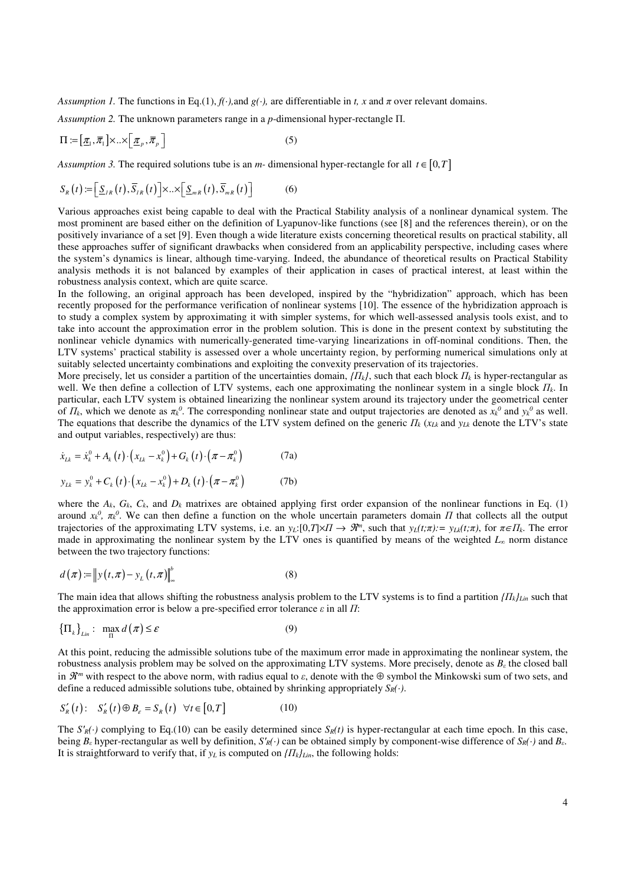*Assumption 1.* The functions in Eq.(1), $f(\cdot)$, and $g(\cdot)$, are differentiable in *t*, *x* and $\pi$ over relevant domains.

*Assumption 2.* The unknown parameters range in a *p*-dimensional hyper-rectangle $\Pi$.

$$\Pi := \left[\underline{\pi}_1, \overline{\pi}_1\right] \times .. \times \left[\underline{\pi}_p, \overline{\pi}_p\right] \tag{5}$$

*Assumption 3.* The required solutions tube is an *m*- dimensional hyper-rectangle for all $t \in [0, T]$

$$S_R(t) := \left[\underline{S}_{1R}(t), \overline{S}_{1R}(t)\right] \times .. \times \left[\underline{S}_{mR}(t), \overline{S}_{mR}(t)\right] \tag{6}$$

Various approaches exist being capable to deal with the Practical Stability analysis of a nonlinear dynamical system. The most prominent are based either on the definition of Lyapunov-like functions (see [8] and the references therein), or on the positively invariance of a set [9]. Even though a wide literature exists concerning theoretical results on practical stability, all these approaches suffer of significant drawbacks when considered from an applicability perspective, including cases where the system's dynamics is linear, although time-varying. Indeed, the abundance of theoretical results on Practical Stability analysis methods it is not balanced by examples of their application in cases of practical interest, at least within the robustness analysis context, which are quite scarce.

In the following, an original approach has been developed, inspired by the "hybridization" approach, which has been recently proposed for the performance verification of nonlinear systems [10]. The essence of the hybridization approach is to study a complex system by approximating it with simpler systems, for which well-assessed analysis tools exist, and to take into account the approximation error in the problem solution. This is done in the present context by substituting the nonlinear vehicle dynamics with numerically-generated time-varying linearizations in off-nominal conditions. Then, the LTV systems' practical stability is assessed over a whole uncertainty region, by performing numerical simulations only at suitably selected uncertainty combinations and exploiting the convexity preservation of its trajectories.

More precisely, let us consider a partition of the uncertainties domain, $\{\Pi_k\}$, such that each block $\Pi_k$ is hyper-rectangular as well. We then define a collection of LTV systems, each one approximating the nonlinear system in a single block $\Pi_k$. In particular, each LTV system is obtained linearizing the nonlinear system around its trajectory under the geometrical center of $\Pi_k$, which we denote as $\pi_k^0$. The corresponding nonlinear state and output trajectories are denoted as $x_k^0$ and $y_k^0$ as well. The equations that describe the dynamics of the LTV system defined on the generic $\Pi_k$ ($x_{Lk}$ and $y_{Lk}$ denote the LTV's state and output variables, respectively) are thus:

$$\dot{x}_{Lk} = \dot{x}_k^0 + A_k(t)\cdot\left(x_{Lk} - x_k^0\right) + G_k(t)\cdot\left(\pi - \pi_k^0\right) \tag{7a}$$

$$y_{Lk} = y_k^0 + C_k(t)\cdot\left(x_{Lk} - x_k^0\right) + D_k(t)\cdot\left(\pi - \pi_k^0\right) \tag{7b}$$

where the $A_k$, $G_k$, $C_k$, and $D_k$ matrixes are obtained applying first order expansion of the nonlinear functions in Eq. (1) around $x_k^0$, $\pi_k^0$. We can then define a function on the whole uncertain parameters domain $\Pi$ that collects all the output trajectories of the approximating LTV systems, i.e. an $y_L:[0,T]\times\Pi \rightarrow \Re^m$, such that $y_L(t;\pi) := y_{Lk}(t;\pi)$, for $\pi \in \Pi_k$. The error made in approximating the nonlinear system by the LTV ones is quantified by means of the weighted $L_\infty$ norm distance between the two trajectory functions:

$$d(\pi) := \left\| y(t,\pi) - y_L(t,\pi) \right\|_\infty^b \tag{8}$$

The main idea that allows shifting the robustness analysis problem to the LTV systems is to find a partition $\{\Pi_k\}_{Lin}$ such that the approximation error is below a pre-specified error tolerance $\varepsilon$ in all $\Pi$:

$$\left\{\Pi_k\right\}_{Lin}: \ \max_{\Pi} d(\pi) \le \varepsilon \tag{9}$$

At this point, reducing the admissible solutions tube of the maximum error made in approximating the nonlinear system, the robustness analysis problem may be solved on the approximating LTV systems. More precisely, denote as $B_\varepsilon$ the closed ball in $\Re^m$ with respect to the above norm, with radius equal to $\varepsilon$, denote with the $\oplus$ symbol the Minkowski sum of two sets, and define a reduced admissible solutions tube, obtained by shrinking appropriately $S_R(\cdot)$.

$$S_R'(t): \quad S_R'(t) \oplus B_\varepsilon = S_R(t) \quad \forall t \in [0, T] \tag{10}$$

The $S'_R(\cdot)$ complying to Eq.(10) can be easily determined since $S_R(t)$ is hyper-rectangular at each time epoch. In this case, being $B_\varepsilon$ hyper-rectangular as well by definition, $S'_R(\cdot)$ can be obtained simply by component-wise difference of $S_R(\cdot)$ and $B_\varepsilon$. It is straightforward to verify that, if $y_L$ is computed on $\{\Pi_k\}_{Lin}$, the following holds: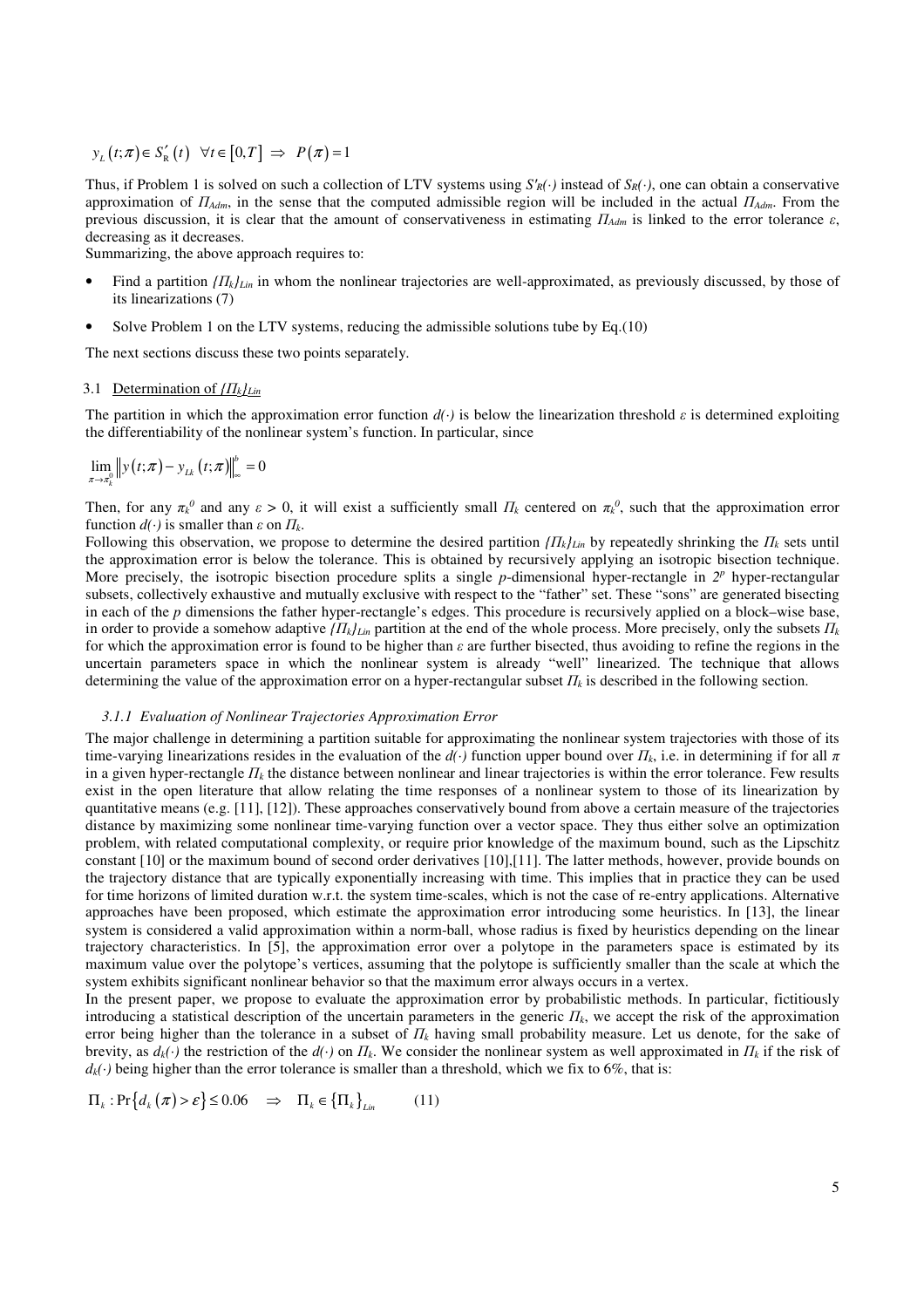$$y_L(t;\pi) \in S'_R(t) \quad \forall t \in [0,T] \;\Rightarrow\; P(\pi) = 1$$

Thus, if Problem 1 is solved on such a collection of LTV systems using $S'_R(\cdot)$ instead of $S_R(\cdot)$, one can obtain a conservative approximation of $\Pi_{Adm}$, in the sense that the computed admissible region will be included in the actual $\Pi_{Adm}$. From the previous discussion, it is clear that the amount of conservativeness in estimating $\Pi_{Adm}$ is linked to the error tolerance $\varepsilon$, decreasing as it decreases.

Summarizing, the above approach requires to:

- Find a partition $\{\Pi_k\}_{Lin}$ in whom the nonlinear trajectories are well-approximated, as previously discussed, by those of its linearizations (7)
- Solve Problem 1 on the LTV systems, reducing the admissible solutions tube by Eq.(10)

The next sections discuss these two points separately.

### 3.1 Determination of $\{\Pi_k\}_{Lin}$

The partition in which the approximation error function $d(\cdot)$ is below the linearization threshold $\varepsilon$ is determined exploiting the differentiability of the nonlinear system's function. In particular, since

$$\lim_{\pi \to \pi_k^0} \left\| y(t;\pi) - y_{Lk}(t;\pi) \right\|_\infty^b = 0$$

Then, for any $\pi_k^0$ and any $\varepsilon > 0$, it will exist a sufficiently small $\Pi_k$ centered on $\pi_k^0$, such that the approximation error function $d(\cdot)$ is smaller than $\varepsilon$ on $\Pi_k$.

Following this observation, we propose to determine the desired partition $\{\Pi_k\}_{Lin}$ by repeatedly shrinking the $\Pi_k$ sets until the approximation error is below the tolerance. This is obtained by recursively applying an isotropic bisection technique. More precisely, the isotropic bisection procedure splits a single $p$-dimensional hyper-rectangle in $2^p$ hyper-rectangular subsets, collectively exhaustive and mutually exclusive with respect to the "father" set. These "sons" are generated bisecting in each of the $p$ dimensions the father hyper-rectangle's edges. This procedure is recursively applied on a block–wise base, in order to provide a somehow adaptive $\{\Pi_k\}_{Lin}$ partition at the end of the whole process. More precisely, only the subsets $\Pi_k$ for which the approximation error is found to be higher than $\varepsilon$ are further bisected, thus avoiding to refine the regions in the uncertain parameters space in which the nonlinear system is already "well" linearized. The technique that allows determining the value of the approximation error on a hyper-rectangular subset $\Pi_k$ is described in the following section.

#### 3.1.1 Evaluation of Nonlinear Trajectories Approximation Error

The major challenge in determining a partition suitable for approximating the nonlinear system trajectories with those of its time-varying linearizations resides in the evaluation of the $d(\cdot)$ function upper bound over $\Pi_k$, i.e. in determining if for all $\pi$ in a given hyper-rectangle $\Pi_k$ the distance between nonlinear and linear trajectories is within the error tolerance. Few results exist in the open literature that allow relating the time responses of a nonlinear system to those of its linearization by quantitative means (e.g. [11], [12]). These approaches conservatively bound from above a certain measure of the trajectories distance by maximizing some nonlinear time-varying function over a vector space. They thus either solve an optimization problem, with related computational complexity, or require prior knowledge of the maximum bound, such as the Lipschitz constant [10] or the maximum bound of second order derivatives [10],[11]. The latter methods, however, provide bounds on the trajectory distance that are typically exponentially increasing with time. This implies that in practice they can be used for time horizons of limited duration w.r.t. the system time-scales, which is not the case of re-entry applications. Alternative approaches have been proposed, which estimate the approximation error introducing some heuristics. In [13], the linear system is considered a valid approximation within a norm-ball, whose radius is fixed by heuristics depending on the linear trajectory characteristics. In [5], the approximation error over a polytope in the parameters space is estimated by its maximum value over the polytope's vertices, assuming that the polytope is sufficiently smaller than the scale at which the system exhibits significant nonlinear behavior so that the maximum error always occurs in a vertex.

In the present paper, we propose to evaluate the approximation error by probabilistic methods. In particular, fictitiously introducing a statistical description of the uncertain parameters in the generic $\Pi_k$, we accept the risk of the approximation error being higher than the tolerance in a subset of $\Pi_k$ having small probability measure. Let us denote, for the sake of brevity, as $d_k(\cdot)$ the restriction of the $d(\cdot)$ on $\Pi_k$. We consider the nonlinear system as well approximated in $\Pi_k$ if the risk of $d_k(\cdot)$ being higher than the error tolerance is smaller than a threshold, which we fix to 6%, that is:

$$\Pi_k : \Pr\{d_k(\pi) > \varepsilon\} \le 0.06 \quad \Rightarrow \quad \Pi_k \in \{\Pi_k\}_{Lin} \qquad (11)$$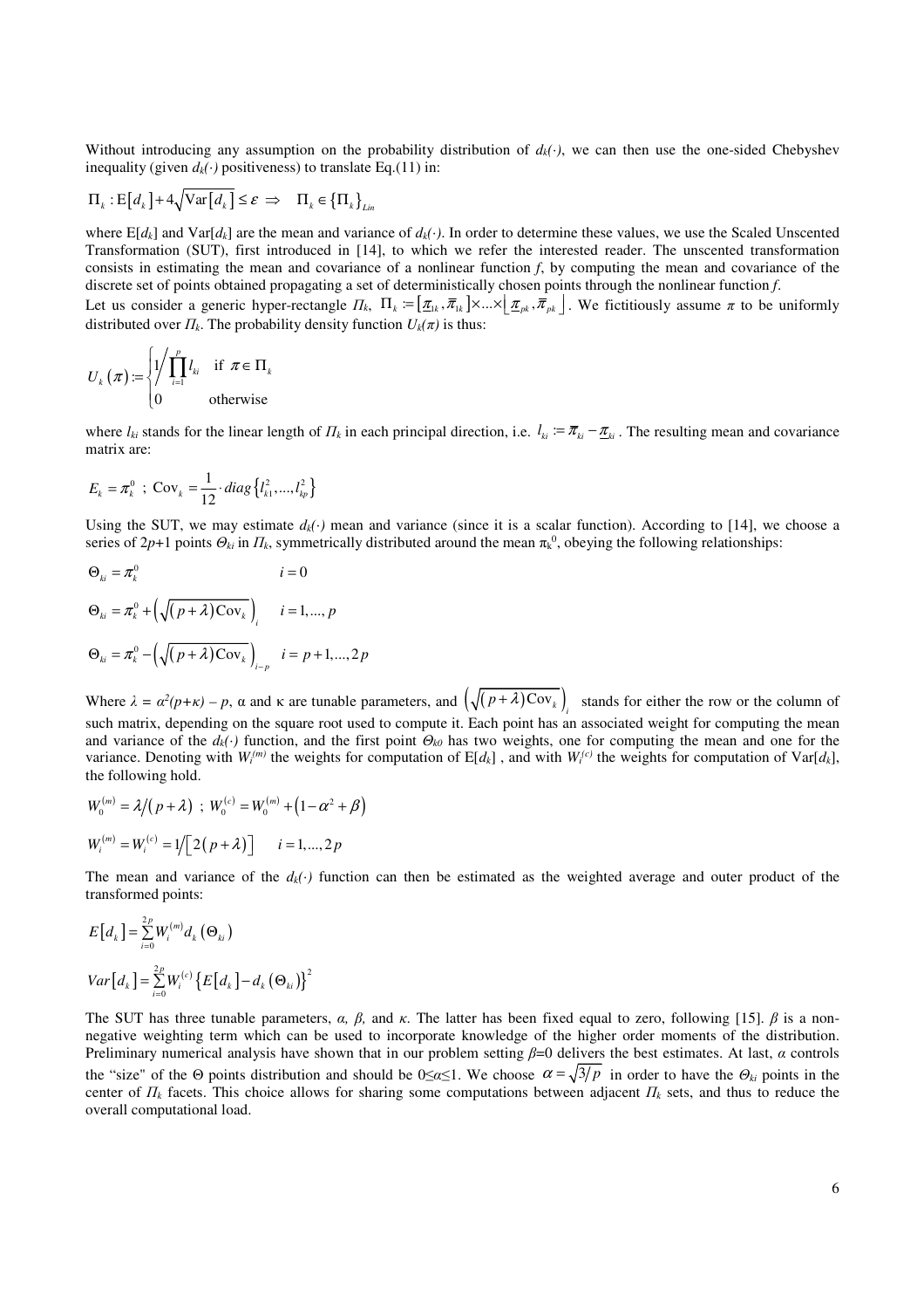Without introducing any assumption on the probability distribution of $d_k(\cdot)$, we can then use the one-sided Chebyshev inequality (given $d_k(\cdot)$ positiveness) to translate Eq.(11) in:

$$\Pi_k : \mathrm{E}\left[d_k\right] + 4\sqrt{\mathrm{Var}\left[d_k\right]} \le \varepsilon \;\Rightarrow\; \Pi_k \in \left\{\Pi_k\right\}_{Lin}$$

where $\mathrm{E}[d_k]$ and $\mathrm{Var}[d_k]$ are the mean and variance of $d_k(\cdot)$. In order to determine these values, we use the Scaled Unscented Transformation (SUT), first introduced in [14], to which we refer the interested reader. The unscented transformation consists in estimating the mean and covariance of a nonlinear function $f$, by computing the mean and covariance of the discrete set of points obtained propagating a set of deterministically chosen points through the nonlinear function $f$.

Let us consider a generic hyper-rectangle $\Pi_k$, $\Pi_k := \left[\underline{\pi}_{1k}, \overline{\pi}_{1k}\right] \times \ldots \times \left[\underline{\pi}_{pk}, \overline{\pi}_{pk}\right]$. We fictitiously assume $\pi$ to be uniformly distributed over $\Pi_k$. The probability density function $U_k(\pi)$ is thus:

$$U_k(\pi) := \begin{cases} 1 \Big/ \prod_{i=1}^{p} l_{ki} & \text{if } \pi \in \Pi_k \\ 0 & \text{otherwise} \end{cases}$$

where $l_{ki}$ stands for the linear length of $\Pi_k$ in each principal direction, i.e. $l_{ki} := \overline{\pi}_{ki} - \underline{\pi}_{ki}$. The resulting mean and covariance matrix are:

$$E_k = \pi_k^0 \;;\; \mathrm{Cov}_k = \frac{1}{12} \cdot diag\left\{l_{k1}^2, \ldots, l_{kp}^2\right\}$$

Using the SUT, we may estimate $d_k(\cdot)$ mean and variance (since it is a scalar function). According to [14], we choose a series of $2p+1$ points $\Theta_{ki}$ in $\Pi_k$, symmetrically distributed around the mean $\pi_k^0$, obeying the following relationships:

$$\Theta_{ki} = \pi_k^0 \qquad i = 0$$

$$\Theta_{ki} = \pi_k^0 + \left(\sqrt{(p+\lambda)\mathrm{Cov}_k}\right)_i \qquad i = 1, \ldots, p$$

$$\Theta_{ki} = \pi_k^0 - \left(\sqrt{(p+\lambda)\mathrm{Cov}_k}\right)_{i-p} \qquad i = p+1, \ldots, 2p$$

Where $\lambda = \alpha^2(p+\kappa) - p$, $\alpha$ and $\kappa$ are tunable parameters, and $\left(\sqrt{(p+\lambda)\mathrm{Cov}_k}\right)_i$ stands for either the row or the column of such matrix, depending on the square root used to compute it. Each point has an associated weight for computing the mean and variance of the $d_k(\cdot)$ function, and the first point $\Theta_{k0}$ has two weights, one for computing the mean and one for the variance. Denoting with $W_i^{(m)}$ the weights for computation of $\mathrm{E}[d_k]$ , and with $W_i^{(c)}$ the weights for computation of $\mathrm{Var}[d_k]$, the following hold.

$$W_0^{(m)} = \lambda \big/ (p+\lambda) \;;\; W_0^{(c)} = W_0^{(m)} + \left(1 - \alpha^2 + \beta\right)$$

$$W_i^{(m)} = W_i^{(c)} = 1 \big/ \left[2(p+\lambda)\right] \qquad i = 1, \ldots, 2p$$

The mean and variance of the $d_k(\cdot)$ function can then be estimated as the weighted average and outer product of the transformed points:

$$E\left[d_k\right] = \sum_{i=0}^{2p} W_i^{(m)} d_k\left(\Theta_{ki}\right)$$

$$Var\left[d_k\right] = \sum_{i=0}^{2p} W_i^{(c)} \left\{E\left[d_k\right] - d_k\left(\Theta_{ki}\right)\right\}^2$$

The SUT has three tunable parameters, $\alpha$, $\beta$, and $\kappa$. The latter has been fixed equal to zero, following [15]. $\beta$ is a non-negative weighting term which can be used to incorporate knowledge of the higher order moments of the distribution. Preliminary numerical analysis have shown that in our problem setting $\beta$=0 delivers the best estimates. At last, $\alpha$ controls the "size" of the $\Theta$ points distribution and should be $0 \le \alpha \le 1$. We choose $\alpha = \sqrt{3/p}$ in order to have the $\Theta_{ki}$ points in the center of $\Pi_k$ facets. This choice allows for sharing some computations between adjacent $\Pi_k$ sets, and thus to reduce the overall computational load.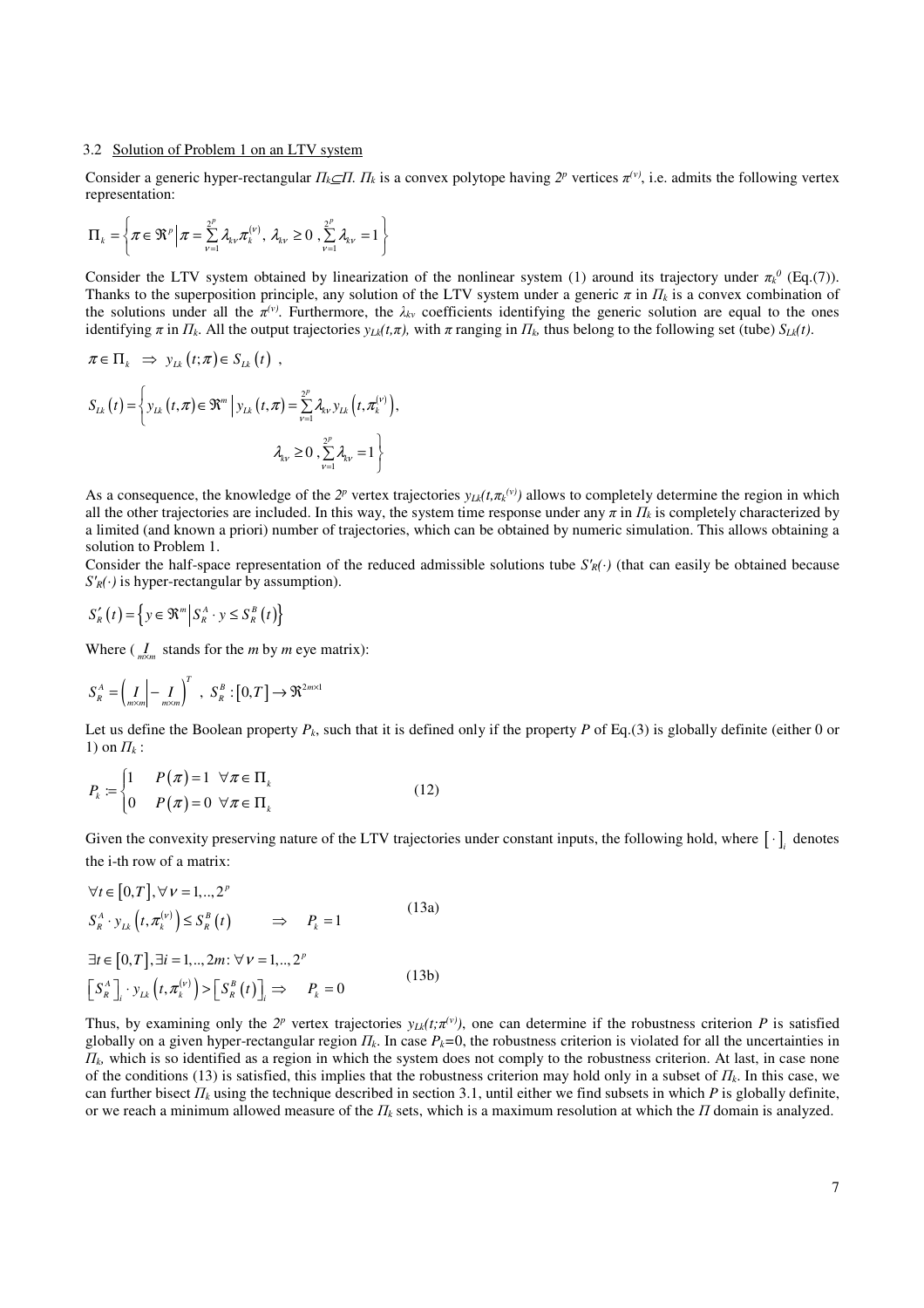### 3.2 Solution of Problem 1 on an LTV system

Consider a generic hyper-rectangular $\Pi_k \subseteq \Pi$. $\Pi_k$ is a convex polytope having $2^p$ vertices $\pi^{(\nu)}$, i.e. admits the following vertex representation:

$$\Pi_k = \left\{ \pi \in \Re^p \,\middle|\, \pi = \sum_{\nu=1}^{2^p} \lambda_{k\nu} \pi_k^{(\nu)},\ \lambda_{k\nu} \geq 0\ , \sum_{\nu=1}^{2^p} \lambda_{k\nu} = 1 \right\}$$

Consider the LTV system obtained by linearization of the nonlinear system (1) around its trajectory under $\pi_k^0$ (Eq.(7)). Thanks to the superposition principle, any solution of the LTV system under a generic $\pi$ in $\Pi_k$ is a convex combination of the solutions under all the $\pi^{(\nu)}$. Furthermore, the $\lambda_{k\nu}$ coefficients identifying the generic solution are equal to the ones identifying $\pi$ in $\Pi_k$. All the output trajectories $y_{Lk}(t,\pi)$, with $\pi$ ranging in $\Pi_k$, thus belong to the following set (tube) $S_{Lk}(t)$.

$$\pi \in \Pi_k \ \Rightarrow\ y_{Lk}(t;\pi) \in S_{Lk}(t)\ ,$$

$$S_{Lk}(t) = \left\{ y_{Lk}(t,\pi) \in \Re^m \,\middle|\, y_{Lk}(t,\pi) = \sum_{\nu=1}^{2^p} \lambda_{k\nu}\, y_{Lk}\left(t,\pi_k^{(\nu)}\right),\ \lambda_{k\nu} \geq 0\ , \sum_{\nu=1}^{2^p} \lambda_{k\nu} = 1 \right\}$$

As a consequence, the knowledge of the $2^p$ vertex trajectories $y_{Lk}(t,\pi_k^{(\nu)})$ allows to completely determine the region in which all the other trajectories are included. In this way, the system time response under any $\pi$ in $\Pi_k$ is completely characterized by a limited (and known a priori) number of trajectories, which can be obtained by numeric simulation. This allows obtaining a solution to Problem 1.

Consider the half-space representation of the reduced admissible solutions tube $S'_R(\cdot)$ (that can easily be obtained because $S'_R(\cdot)$ is hyper-rectangular by assumption).

$$S'_R(t) = \left\{ y \in \Re^m \,\middle|\, S_R^A \cdot y \leq S_R^B(t) \right\}$$

Where ( $\underset{m\times m}{I}$ stands for the $m$ by $m$ eye matrix):

$$S_R^A = \left( \underset{m\times m}{I} \,\middle|\, -\underset{m\times m}{I} \right)^T\ ,\ S_R^B : [0,T] \to \Re^{2m\times 1}$$

Let us define the Boolean property $P_k$, such that it is defined only if the property $P$ of Eq.(3) is globally definite (either 0 or 1) on $\Pi_k$ :

$$P_k := \begin{cases} 1 & P(\pi) = 1\ \ \forall \pi \in \Pi_k \\ 0 & P(\pi) = 0\ \ \forall \pi \in \Pi_k \end{cases} \tag{12}$$

Given the convexity preserving nature of the LTV trajectories under constant inputs, the following hold, where $[\,\cdot\,]_i$ denotes the i-th row of a matrix:

$$\begin{aligned} &\forall t \in [0,T], \forall \nu = 1,..,2^p \\ &S_R^A \cdot y_{Lk}\left(t,\pi_k^{(\nu)}\right) \leq S_R^B(t) \qquad \Rightarrow \quad P_k = 1 \end{aligned} \tag{13a}$$

$$\begin{aligned} &\exists t \in [0,T], \exists i = 1,..,2m : \forall \nu = 1,..,2^p \\ &\left[S_R^A\right]_i \cdot y_{Lk}\left(t,\pi_k^{(\nu)}\right) > \left[S_R^B(t)\right]_i \Rightarrow \quad P_k = 0 \end{aligned} \tag{13b}$$

Thus, by examining only the $2^p$ vertex trajectories $y_{Lk}(t;\pi^{(\nu)})$, one can determine if the robustness criterion $P$ is satisfied globally on a given hyper-rectangular region $\Pi_k$. In case $P_k=0$, the robustness criterion is violated for all the uncertainties in $\Pi_k$, which is so identified as a region in which the system does not comply to the robustness criterion. At last, in case none of the conditions (13) is satisfied, this implies that the robustness criterion may hold only in a subset of $\Pi_k$. In this case, we can further bisect $\Pi_k$ using the technique described in section 3.1, until either we find subsets in which $P$ is globally definite, or we reach a minimum allowed measure of the $\Pi_k$ sets, which is a maximum resolution at which the $\Pi$ domain is analyzed.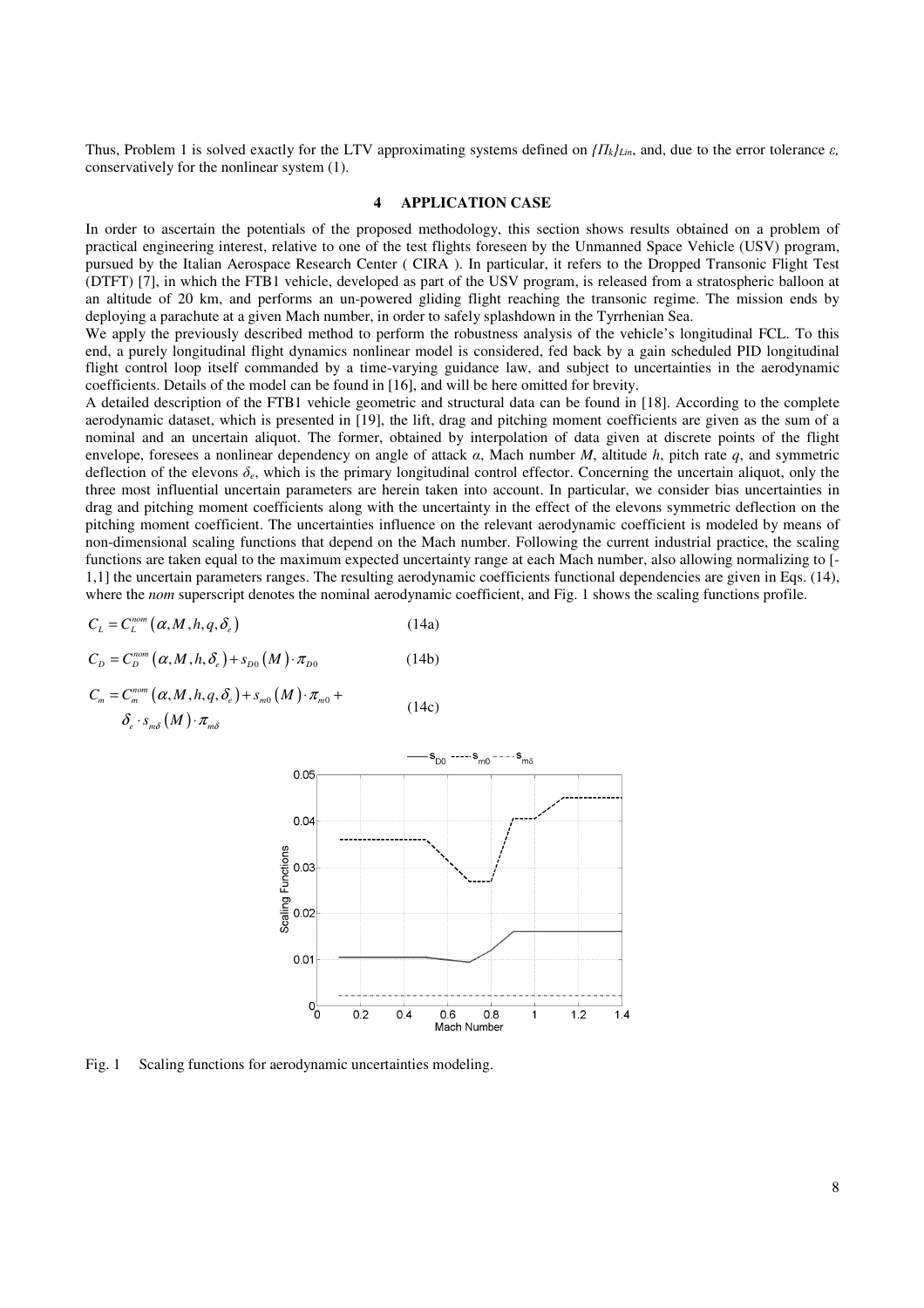Thus, Problem 1 is solved exactly for the LTV approximating systems defined on $\{\Pi_k\}_{Lin}$, and, due to the error tolerance $\varepsilon$, conservatively for the nonlinear system (1).

## 4 APPLICATION CASE

In order to ascertain the potentials of the proposed methodology, this section shows results obtained on a problem of practical engineering interest, relative to one of the test flights foreseen by the Unmanned Space Vehicle (USV) program, pursued by the Italian Aerospace Research Center ( CIRA ). In particular, it refers to the Dropped Transonic Flight Test (DTFT) [7], in which the FTB1 vehicle, developed as part of the USV program, is released from a stratospheric balloon at an altitude of 20 km, and performs an un-powered gliding flight reaching the transonic regime. The mission ends by deploying a parachute at a given Mach number, in order to safely splashdown in the Tyrrhenian Sea.

We apply the previously described method to perform the robustness analysis of the vehicle's longitudinal FCL. To this end, a purely longitudinal flight dynamics nonlinear model is considered, fed back by a gain scheduled PID longitudinal flight control loop itself commanded by a time-varying guidance law, and subject to uncertainties in the aerodynamic coefficients. Details of the model can be found in [16], and will be here omitted for brevity.

A detailed description of the FTB1 vehicle geometric and structural data can be found in [18]. According to the complete aerodynamic dataset, which is presented in [19], the lift, drag and pitching moment coefficients are given as the sum of a nominal and an uncertain aliquot. The former, obtained by interpolation of data given at discrete points of the flight envelope, foresees a nonlinear dependency on angle of attack $\alpha$, Mach number $M$, altitude $h$, pitch rate $q$, and symmetric deflection of the elevons $\delta_e$, which is the primary longitudinal control effector. Concerning the uncertain aliquot, only the three most influential uncertain parameters are herein taken into account. In particular, we consider bias uncertainties in drag and pitching moment coefficients along with the uncertainty in the effect of the elevons symmetric deflection on the pitching moment coefficient. The uncertainties influence on the relevant aerodynamic coefficient is modeled by means of non-dimensional scaling functions that depend on the Mach number. Following the current industrial practice, the scaling functions are taken equal to the maximum expected uncertainty range at each Mach number, also allowing normalizing to [-1,1] the uncertain parameters ranges. The resulting aerodynamic coefficients functional dependencies are given in Eqs. (14), where the *nom* superscript denotes the nominal aerodynamic coefficient, and Fig. 1 shows the scaling functions profile.

$$C_L = C_L^{nom}\left(\alpha, M, h, q, \delta_e\right) \tag{14a}$$

$$C_D = C_D^{nom}\left(\alpha, M, h, \delta_e\right) + s_{D0}\left(M\right)\cdot \pi_{D0} \tag{14b}$$

$$C_m = C_m^{nom}\left(\alpha, M, h, q, \delta_e\right) + s_{m0}\left(M\right)\cdot \pi_{m0} + \delta_e \cdot s_{m\delta}\left(M\right)\cdot \pi_{m\delta} \tag{14c}$$

Fig. 1 Scaling functions for aerodynamic uncertainties modeling.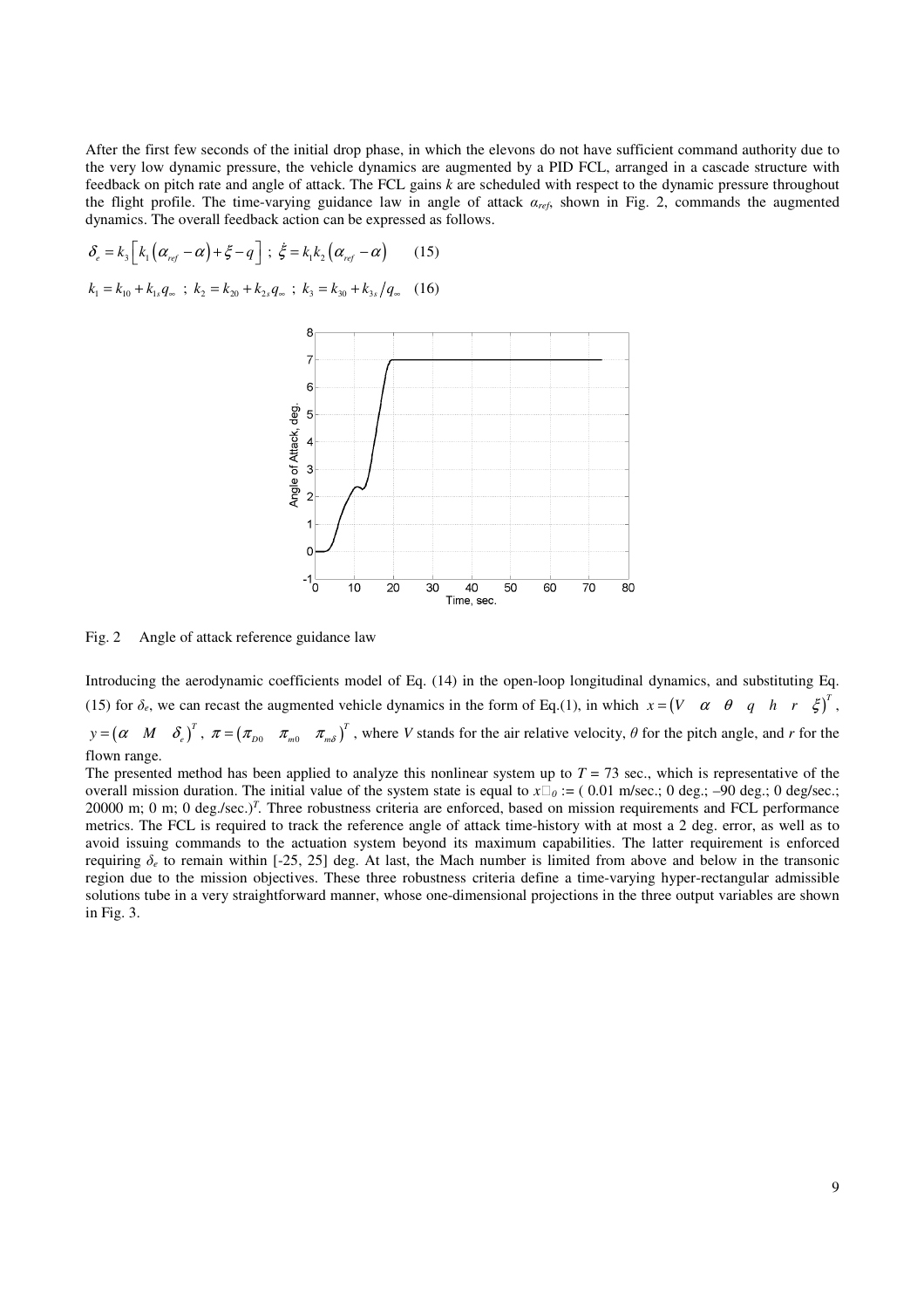After the first few seconds of the initial drop phase, in which the elevons do not have sufficient command authority due to the very low dynamic pressure, the vehicle dynamics are augmented by a PID FCL, arranged in a cascade structure with feedback on pitch rate and angle of attack. The FCL gains *k* are scheduled with respect to the dynamic pressure throughout the flight profile. The time-varying guidance law in angle of attack $\alpha_{ref}$, shown in Fig. 2, commands the augmented dynamics. The overall feedback action can be expressed as follows.

$$\delta_e = k_3\left[k_1\left(\alpha_{ref} - \alpha\right) + \xi - q\right] \; ; \; \dot{\xi} = k_1 k_2\left(\alpha_{ref} - \alpha\right) \qquad (15)$$

$$k_1 = k_{10} + k_{1s} q_\infty \; ; \; k_2 = k_{20} + k_{2s} q_\infty \; ; \; k_3 = k_{30} + k_{3s}/q_\infty \qquad (16)$$

Fig. 2 Angle of attack reference guidance law

Introducing the aerodynamic coefficients model of Eq. (14) in the open-loop longitudinal dynamics, and substituting Eq. (15) for $\delta_e$, we can recast the augmented vehicle dynamics in the form of Eq.(1), in which $x = \begin{pmatrix} V & \alpha & \theta & q & h & r & \xi \end{pmatrix}^T$, $y = \begin{pmatrix} \alpha & M & \delta_e \end{pmatrix}^T$, $\pi = \begin{pmatrix} \pi_{D0} & \pi_{m0} & \pi_{m\delta} \end{pmatrix}^T$, where *V* stands for the air relative velocity, $\theta$ for the pitch angle, and *r* for the flown range.

The presented method has been applied to analyze this nonlinear system up to $T$ = 73 sec., which is representative of the overall mission duration. The initial value of the system state is equal to $x_0$ := ( 0.01 m/sec.; 0 deg.; –90 deg.; 0 deg/sec.; 20000 m; 0 m; 0 deg./sec.)$^T$. Three robustness criteria are enforced, based on mission requirements and FCL performance metrics. The FCL is required to track the reference angle of attack time-history with at most a 2 deg. error, as well as to avoid issuing commands to the actuation system beyond its maximum capabilities. The latter requirement is enforced requiring $\delta_e$ to remain within [-25, 25] deg. At last, the Mach number is limited from above and below in the transonic region due to the mission objectives. These three robustness criteria define a time-varying hyper-rectangular admissible solutions tube in a very straightforward manner, whose one-dimensional projections in the three output variables are shown in Fig. 3.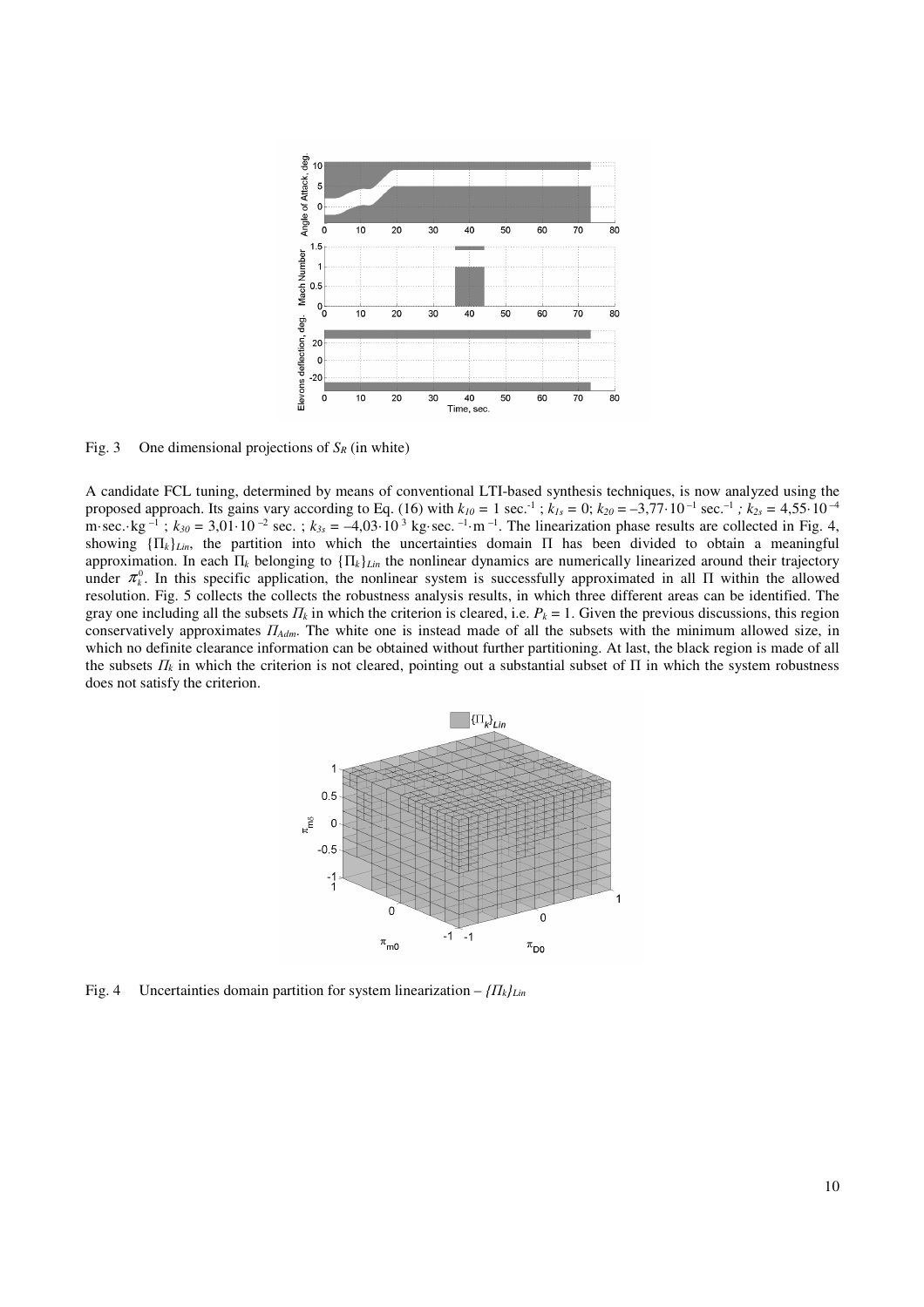Fig. 3 One dimensional projections of $S_R$ (in white)

A candidate FCL tuning, determined by means of conventional LTI-based synthesis techniques, is now analyzed using the proposed approach. Its gains vary according to Eq. (16) with $k_{10}$ = 1 sec.$^{-1}$ ; $k_{1s}$ = 0; $k_{20}$ = –3,77·10$^{-1}$ sec.$^{-1}$ ; $k_{2s}$ = 4,55·10$^{-4}$ m·sec.·kg$^{-1}$ ; $k_{30}$ = 3,01·10$^{-2}$ sec. ; $k_{3s}$ = –4,03·10$^{3}$ kg·sec.$^{-1}$·m$^{-1}$. The linearization phase results are collected in Fig. 4, showing $\{\Pi_k\}_{Lin}$, the partition into which the uncertainties domain $\Pi$ has been divided to obtain a meaningful approximation. In each $\Pi_k$ belonging to $\{\Pi_k\}_{Lin}$ the nonlinear dynamics are numerically linearized around their trajectory under $\pi_k^0$. In this specific application, the nonlinear system is successfully approximated in all $\Pi$ within the allowed resolution. Fig. 5 collects the collects the robustness analysis results, in which three different areas can be identified. The gray one including all the subsets $\Pi_k$ in which the criterion is cleared, i.e. $P_k$ = 1. Given the previous discussions, this region conservatively approximates $\Pi_{Adm}$. The white one is instead made of all the subsets with the minimum allowed size, in which no definite clearance information can be obtained without further partitioning. At last, the black region is made of all the subsets $\Pi_k$ in which the criterion is not cleared, pointing out a substantial subset of $\Pi$ in which the system robustness does not satisfy the criterion.

Fig. 4 Uncertainties domain partition for system linearization – $\{\Pi_k\}_{Lin}$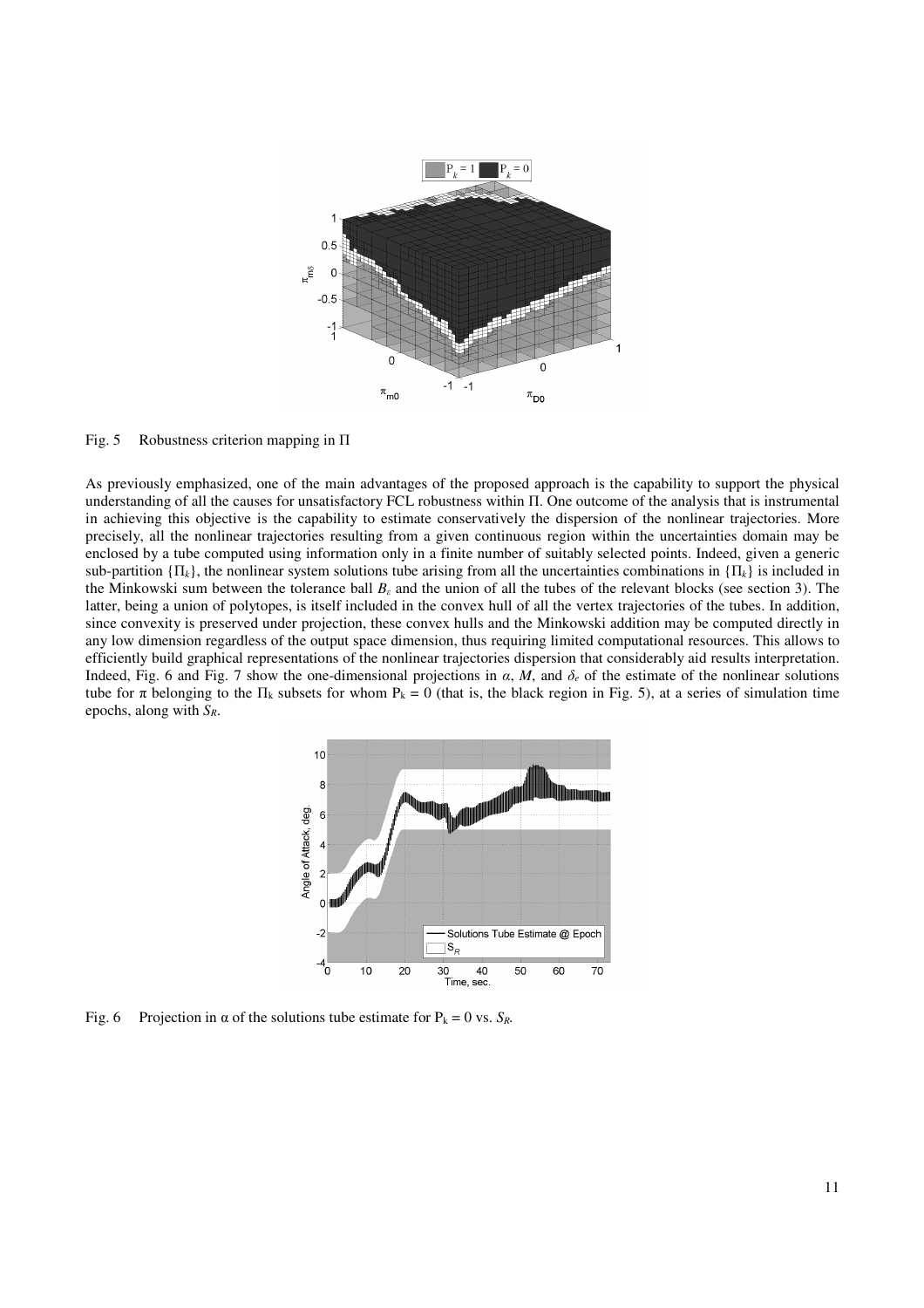Fig. 5 Robustness criterion mapping in $\Pi$

As previously emphasized, one of the main advantages of the proposed approach is the capability to support the physical understanding of all the causes for unsatisfactory FCL robustness within $\Pi$. One outcome of the analysis that is instrumental in achieving this objective is the capability to estimate conservatively the dispersion of the nonlinear trajectories. More precisely, all the nonlinear trajectories resulting from a given continuous region within the uncertainties domain may be enclosed by a tube computed using information only in a finite number of suitably selected points. Indeed, given a generic sub-partition $\{\Pi_k\}$, the nonlinear system solutions tube arising from all the uncertainties combinations in $\{\Pi_k\}$ is included in the Minkowski sum between the tolerance ball $B_\varepsilon$ and the union of all the tubes of the relevant blocks (see section 3). The latter, being a union of polytopes, is itself included in the convex hull of all the vertex trajectories of the tubes. In addition, since convexity is preserved under projection, these convex hulls and the Minkowski addition may be computed directly in any low dimension regardless of the output space dimension, thus requiring limited computational resources. This allows to efficiently build graphical representations of the nonlinear trajectories dispersion that considerably aid results interpretation. Indeed, Fig. 6 and Fig. 7 show the one-dimensional projections in $\alpha$, $M$, and $\delta_e$ of the estimate of the nonlinear solutions tube for $\pi$ belonging to the $\Pi_k$ subsets for whom $P_k = 0$ (that is, the black region in Fig. 5), at a series of simulation time epochs, along with $S_R$.

Fig. 6 Projection in $\alpha$ of the solutions tube estimate for $P_k = 0$ vs. $S_R$.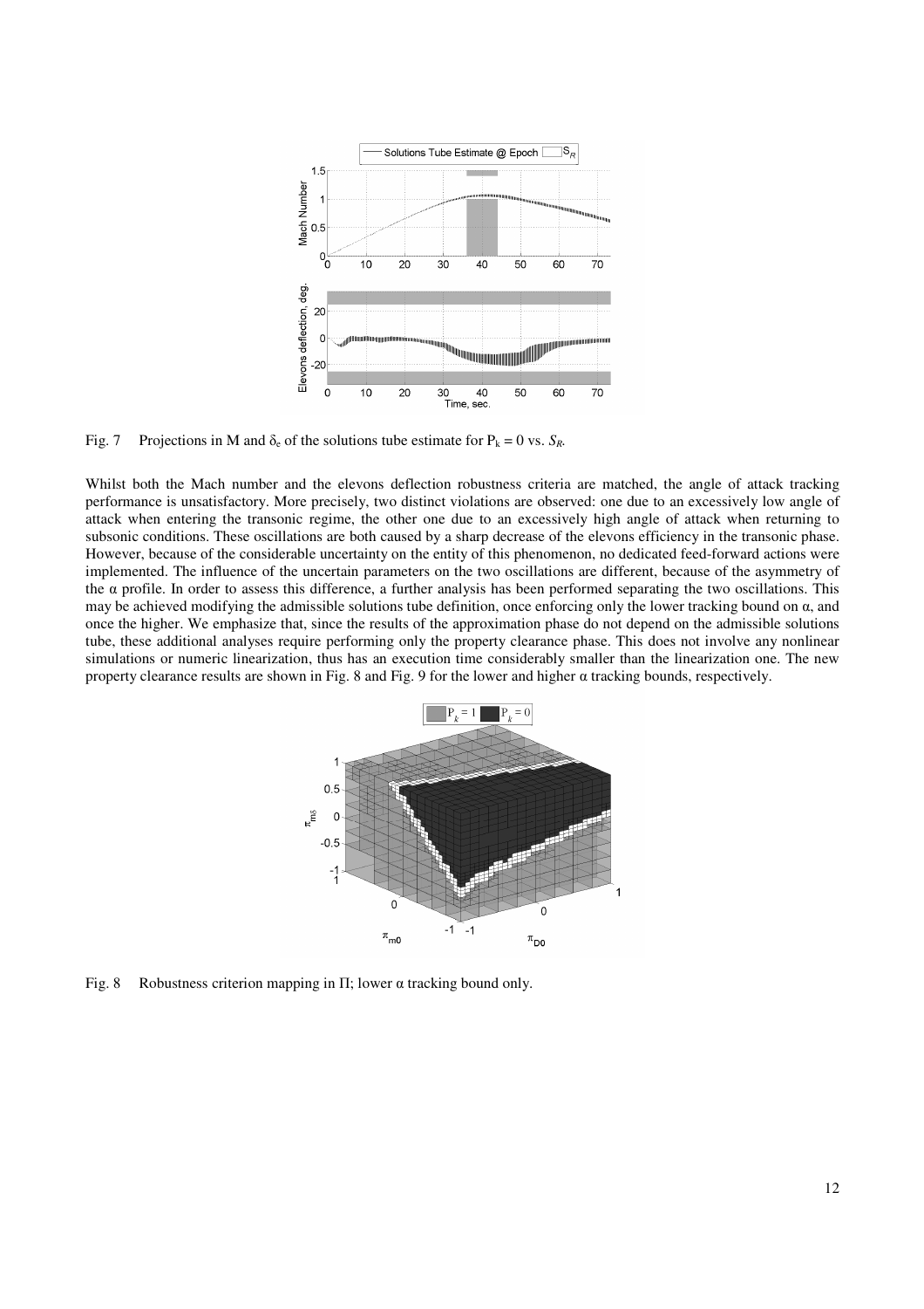Fig. 7 Projections in M and $\delta_e$ of the solutions tube estimate for $P_k = 0$ vs. $S_R$.

Whilst both the Mach number and the elevons deflection robustness criteria are matched, the angle of attack tracking performance is unsatisfactory. More precisely, two distinct violations are observed: one due to an excessively low angle of attack when entering the transonic regime, the other one due to an excessively high angle of attack when returning to subsonic conditions. These oscillations are both caused by a sharp decrease of the elevons efficiency in the transonic phase. However, because of the considerable uncertainty on the entity of this phenomenon, no dedicated feed-forward actions were implemented. The influence of the uncertain parameters on the two oscillations are different, because of the asymmetry of the α profile. In order to assess this difference, a further analysis has been performed separating the two oscillations. This may be achieved modifying the admissible solutions tube definition, once enforcing only the lower tracking bound on α, and once the higher. We emphasize that, since the results of the approximation phase do not depend on the admissible solutions tube, these additional analyses require performing only the property clearance phase. This does not involve any nonlinear simulations or numeric linearization, thus has an execution time considerably smaller than the linearization one. The new property clearance results are shown in Fig. 8 and Fig. 9 for the lower and higher α tracking bounds, respectively.

Fig. 8 Robustness criterion mapping in Π; lower α tracking bound only.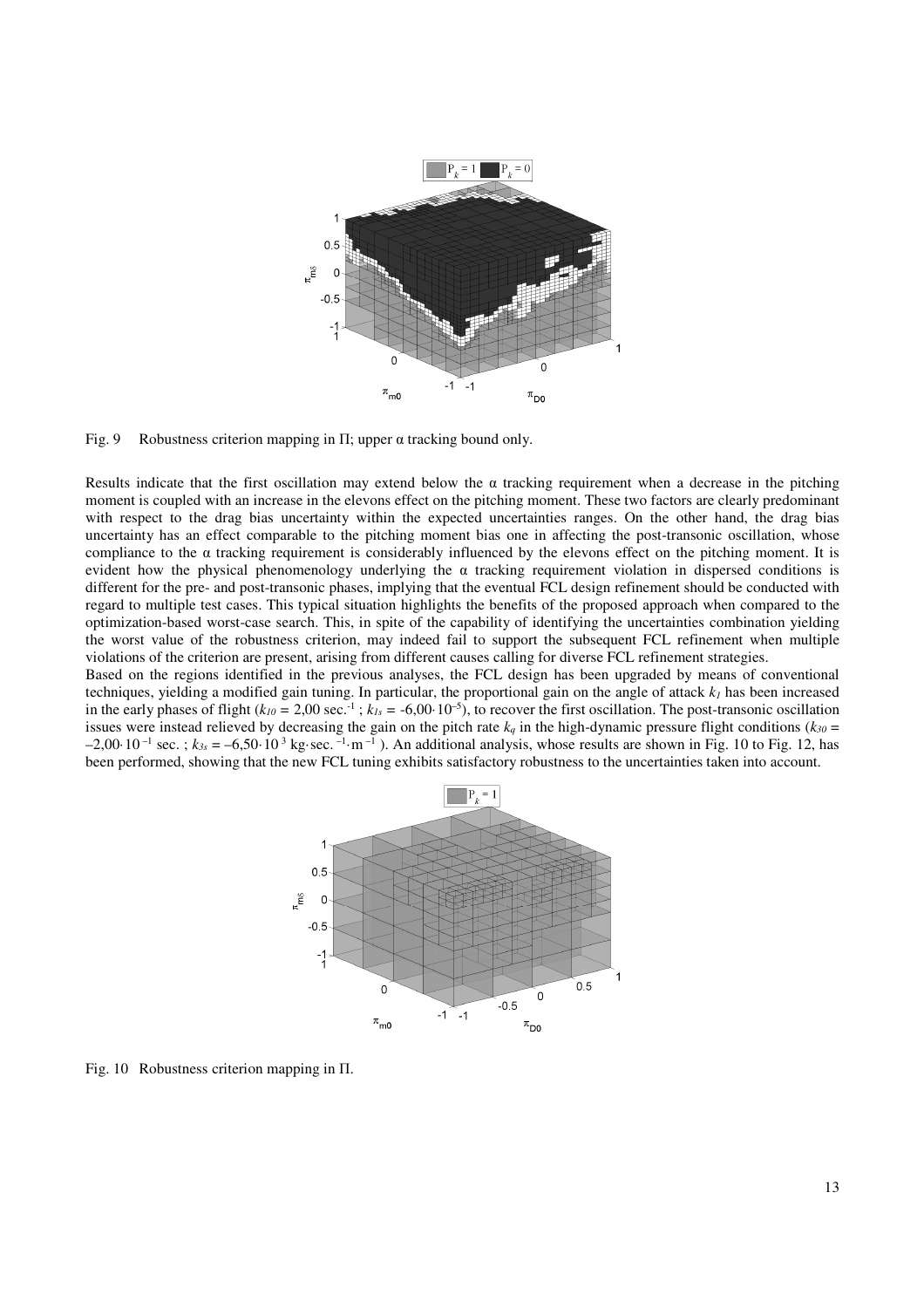Fig. 9   Robustness criterion mapping in Π; upper α tracking bound only.

Results indicate that the first oscillation may extend below the α tracking requirement when a decrease in the pitching moment is coupled with an increase in the elevons effect on the pitching moment. These two factors are clearly predominant with respect to the drag bias uncertainty within the expected uncertainties ranges. On the other hand, the drag bias uncertainty has an effect comparable to the pitching moment bias one in affecting the post-transonic oscillation, whose compliance to the α tracking requirement is considerably influenced by the elevons effect on the pitching moment. It is evident how the physical phenomenology underlying the α tracking requirement violation in dispersed conditions is different for the pre- and post-transonic phases, implying that the eventual FCL design refinement should be conducted with regard to multiple test cases. This typical situation highlights the benefits of the proposed approach when compared to the optimization-based worst-case search. This, in spite of the capability of identifying the uncertainties combination yielding the worst value of the robustness criterion, may indeed fail to support the subsequent FCL refinement when multiple violations of the criterion are present, arising from different causes calling for diverse FCL refinement strategies.

Based on the regions identified in the previous analyses, the FCL design has been upgraded by means of conventional techniques, yielding a modified gain tuning. In particular, the proportional gain on the angle of attack $k_1$ has been increased in the early phases of flight ($k_{10}$ = 2,00 sec.$^{-1}$ ; $k_{1s}$ = -6,00·10$^{-5}$), to recover the first oscillation. The post-transonic oscillation issues were instead relieved by decreasing the gain on the pitch rate $k_q$ in the high-dynamic pressure flight conditions ($k_{30}$ = –2,00·10$^{-1}$ sec. ; $k_{3s}$ = –6,50·10$^{3}$ kg·sec.$^{-1}$·m$^{-1}$ ). An additional analysis, whose results are shown in Fig. 10 to Fig. 12, has been performed, showing that the new FCL tuning exhibits satisfactory robustness to the uncertainties taken into account.

Fig. 10   Robustness criterion mapping in Π.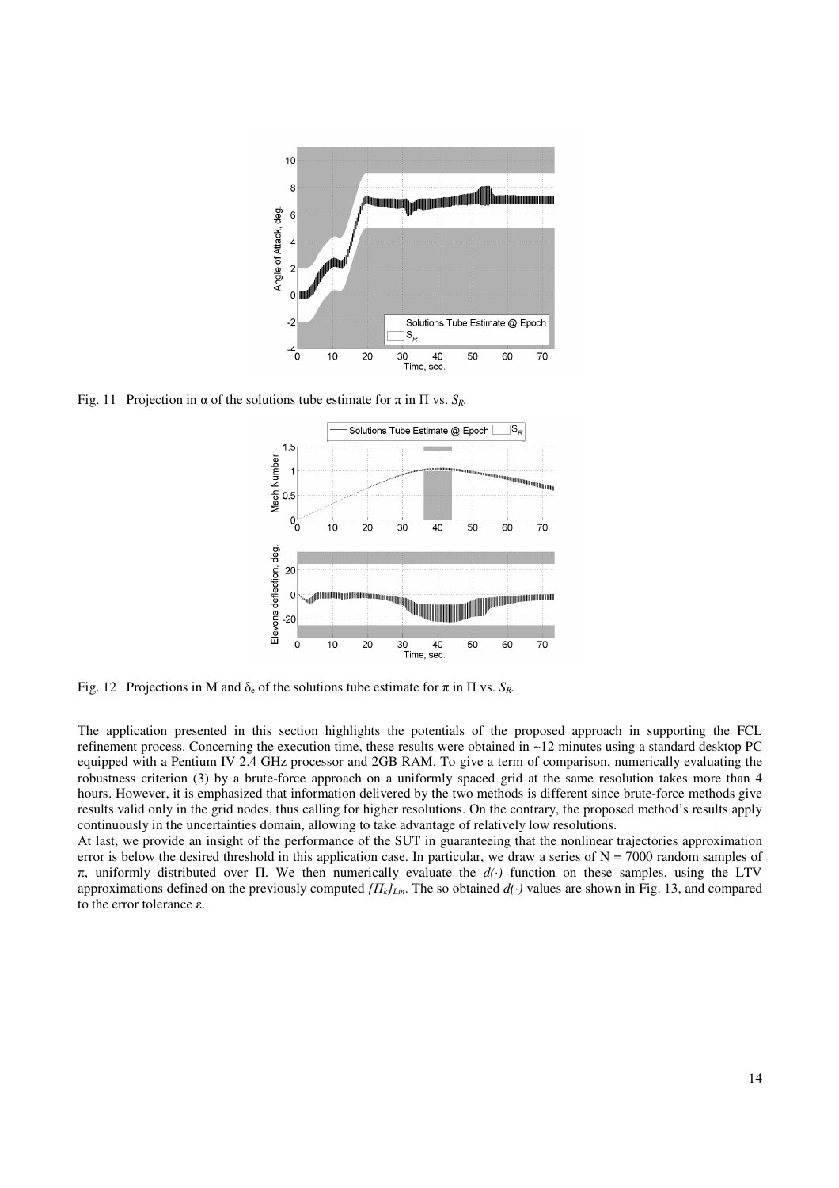Fig. 11 Projection in $\alpha$ of the solutions tube estimate for $\pi$ in $\Pi$ vs. $S_R$.

Fig. 12 Projections in M and $\delta_e$ of the solutions tube estimate for $\pi$ in $\Pi$ vs. $S_R$.

The application presented in this section highlights the potentials of the proposed approach in supporting the FCL refinement process. Concerning the execution time, these results were obtained in ~12 minutes using a standard desktop PC equipped with a Pentium IV 2.4 GHz processor and 2GB RAM. To give a term of comparison, numerically evaluating the robustness criterion (3) by a brute-force approach on a uniformly spaced grid at the same resolution takes more than 4 hours. However, it is emphasized that information delivered by the two methods is different since brute-force methods give results valid only in the grid nodes, thus calling for higher resolutions. On the contrary, the proposed method's results apply continuously in the uncertainties domain, allowing to take advantage of relatively low resolutions.

At last, we provide an insight of the performance of the SUT in guaranteeing that the nonlinear trajectories approximation error is below the desired threshold in this application case. In particular, we draw a series of N = 7000 random samples of $\pi$, uniformly distributed over $\Pi$. We then numerically evaluate the $d(\cdot)$ function on these samples, using the LTV approximations defined on the previously computed $\{\Pi_k\}_{Lin}$. The so obtained $d(\cdot)$ values are shown in Fig. 13, and compared to the error tolerance $\varepsilon$.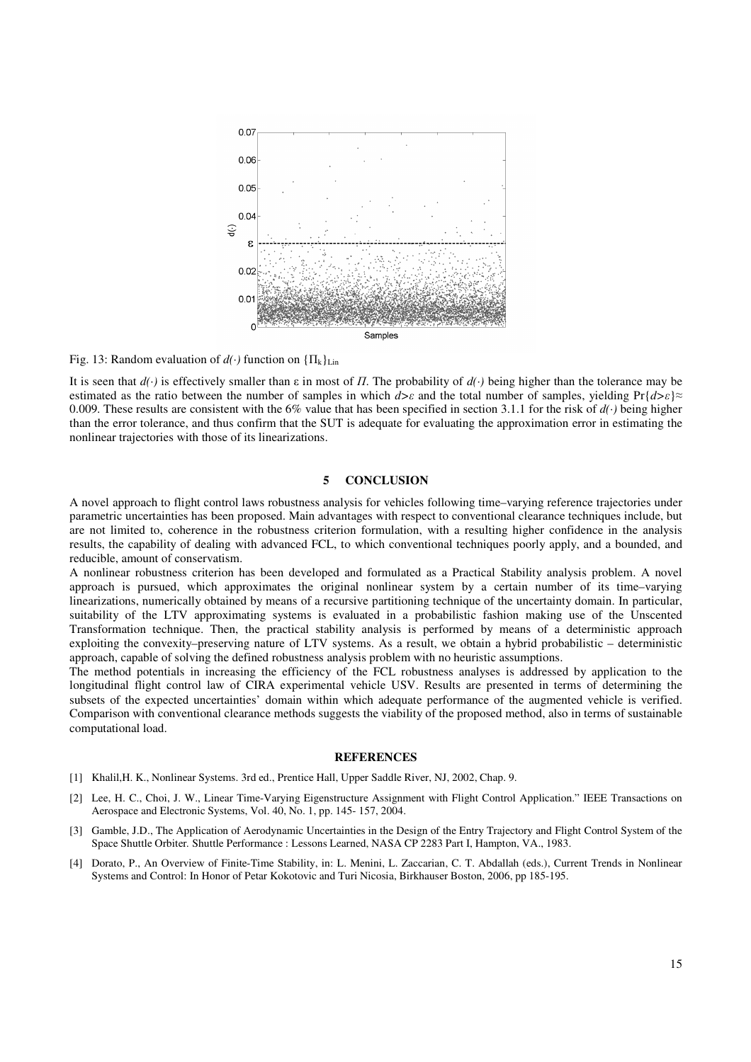0.07
0.06
0.05
0.04
$d(\cdot)$
ε
0.02
0.01
0
Samples

Fig. 13: Random evaluation of $d(\cdot)$ function on $\{\Pi_k\}_{Lin}$

It is seen that $d(\cdot)$ is effectively smaller than ε in most of $\Pi$. The probability of $d(\cdot)$ being higher than the tolerance may be estimated as the ratio between the number of samples in which $d>\varepsilon$ and the total number of samples, yielding $\Pr\{d>\varepsilon\}\approx$ 0.009. These results are consistent with the 6% value that has been specified in section 3.1.1 for the risk of $d(\cdot)$ being higher than the error tolerance, and thus confirm that the SUT is adequate for evaluating the approximation error in estimating the nonlinear trajectories with those of its linearizations.

## 5 CONCLUSION

A novel approach to flight control laws robustness analysis for vehicles following time–varying reference trajectories under parametric uncertainties has been proposed. Main advantages with respect to conventional clearance techniques include, but are not limited to, coherence in the robustness criterion formulation, with a resulting higher confidence in the analysis results, the capability of dealing with advanced FCL, to which conventional techniques poorly apply, and a bounded, and reducible, amount of conservatism.

A nonlinear robustness criterion has been developed and formulated as a Practical Stability analysis problem. A novel approach is pursued, which approximates the original nonlinear system by a certain number of its time–varying linearizations, numerically obtained by means of a recursive partitioning technique of the uncertainty domain. In particular, suitability of the LTV approximating systems is evaluated in a probabilistic fashion making use of the Unscented Transformation technique. Then, the practical stability analysis is performed by means of a deterministic approach exploiting the convexity–preserving nature of LTV systems. As a result, we obtain a hybrid probabilistic – deterministic approach, capable of solving the defined robustness analysis problem with no heuristic assumptions.

The method potentials in increasing the efficiency of the FCL robustness analyses is addressed by application to the longitudinal flight control law of CIRA experimental vehicle USV. Results are presented in terms of determining the subsets of the expected uncertainties' domain within which adequate performance of the augmented vehicle is verified. Comparison with conventional clearance methods suggests the viability of the proposed method, also in terms of sustainable computational load.

## REFERENCES

[1] Khalil,H. K., Nonlinear Systems. 3rd ed., Prentice Hall, Upper Saddle River, NJ, 2002, Chap. 9.

[2] Lee, H. C., Choi, J. W., Linear Time-Varying Eigenstructure Assignment with Flight Control Application." IEEE Transactions on Aerospace and Electronic Systems, Vol. 40, No. 1, pp. 145- 157, 2004.

[3] Gamble, J.D., The Application of Aerodynamic Uncertainties in the Design of the Entry Trajectory and Flight Control System of the Space Shuttle Orbiter. Shuttle Performance : Lessons Learned, NASA CP 2283 Part I, Hampton, VA., 1983.

[4] Dorato, P., An Overview of Finite-Time Stability, in: L. Menini, L. Zaccarian, C. T. Abdallah (eds.), Current Trends in Nonlinear Systems and Control: In Honor of Petar Kokotovic and Turi Nicosia, Birkhauser Boston, 2006, pp 185-195.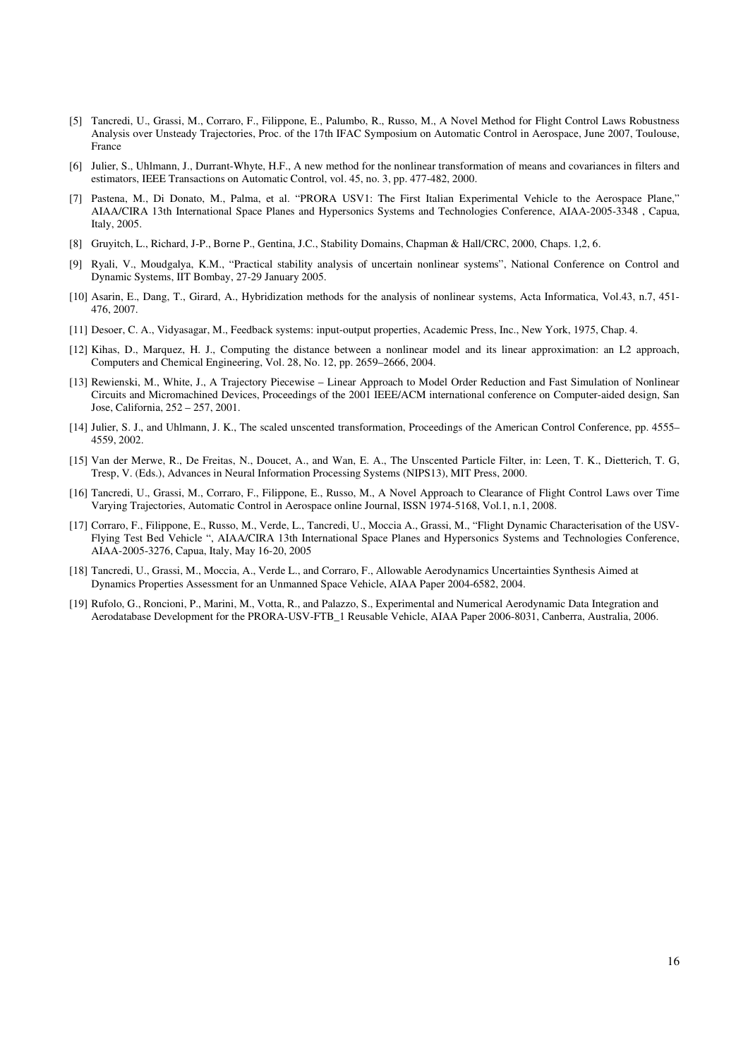[5] Tancredi, U., Grassi, M., Corraro, F., Filippone, E., Palumbo, R., Russo, M., A Novel Method for Flight Control Laws Robustness Analysis over Unsteady Trajectories, Proc. of the 17th IFAC Symposium on Automatic Control in Aerospace, June 2007, Toulouse, France

[6] Julier, S., Uhlmann, J., Durrant-Whyte, H.F., A new method for the nonlinear transformation of means and covariances in filters and estimators, IEEE Transactions on Automatic Control, vol. 45, no. 3, pp. 477-482, 2000.

[7] Pastena, M., Di Donato, M., Palma, et al. "PRORA USV1: The First Italian Experimental Vehicle to the Aerospace Plane," AIAA/CIRA 13th International Space Planes and Hypersonics Systems and Technologies Conference, AIAA-2005-3348 , Capua, Italy, 2005.

[8] Gruyitch, L., Richard, J-P., Borne P., Gentina, J.C., Stability Domains, Chapman & Hall/CRC, 2000, Chaps. 1,2, 6.

[9] Ryali, V., Moudgalya, K.M., "Practical stability analysis of uncertain nonlinear systems", National Conference on Control and Dynamic Systems, IIT Bombay, 27-29 January 2005.

[10] Asarin, E., Dang, T., Girard, A., Hybridization methods for the analysis of nonlinear systems, Acta Informatica, Vol.43, n.7, 451-476, 2007.

[11] Desoer, C. A., Vidyasagar, M., Feedback systems: input-output properties, Academic Press, Inc., New York, 1975, Chap. 4.

[12] Kihas, D., Marquez, H. J., Computing the distance between a nonlinear model and its linear approximation: an L2 approach, Computers and Chemical Engineering, Vol. 28, No. 12, pp. 2659–2666, 2004.

[13] Rewienski, M., White, J., A Trajectory Piecewise – Linear Approach to Model Order Reduction and Fast Simulation of Nonlinear Circuits and Micromachined Devices, Proceedings of the 2001 IEEE/ACM international conference on Computer-aided design, San Jose, California, 252 – 257, 2001.

[14] Julier, S. J., and Uhlmann, J. K., The scaled unscented transformation, Proceedings of the American Control Conference, pp. 4555–4559, 2002.

[15] Van der Merwe, R., De Freitas, N., Doucet, A., and Wan, E. A., The Unscented Particle Filter, in: Leen, T. K., Dietterich, T. G, Tresp, V. (Eds.), Advances in Neural Information Processing Systems (NIPS13), MIT Press, 2000.

[16] Tancredi, U., Grassi, M., Corraro, F., Filippone, E., Russo, M., A Novel Approach to Clearance of Flight Control Laws over Time Varying Trajectories, Automatic Control in Aerospace online Journal, ISSN 1974-5168, Vol.1, n.1, 2008.

[17] Corraro, F., Filippone, E., Russo, M., Verde, L., Tancredi, U., Moccia A., Grassi, M., "Flight Dynamic Characterisation of the USV-Flying Test Bed Vehicle ", AIAA/CIRA 13th International Space Planes and Hypersonics Systems and Technologies Conference, AIAA-2005-3276, Capua, Italy, May 16-20, 2005

[18] Tancredi, U., Grassi, M., Moccia, A., Verde L., and Corraro, F., Allowable Aerodynamics Uncertainties Synthesis Aimed at Dynamics Properties Assessment for an Unmanned Space Vehicle, AIAA Paper 2004-6582, 2004.

[19] Rufolo, G., Roncioni, P., Marini, M., Votta, R., and Palazzo, S., Experimental and Numerical Aerodynamic Data Integration and Aerodatabase Development for the PRORA-USV-FTB_1 Reusable Vehicle, AIAA Paper 2006-8031, Canberra, Australia, 2006.